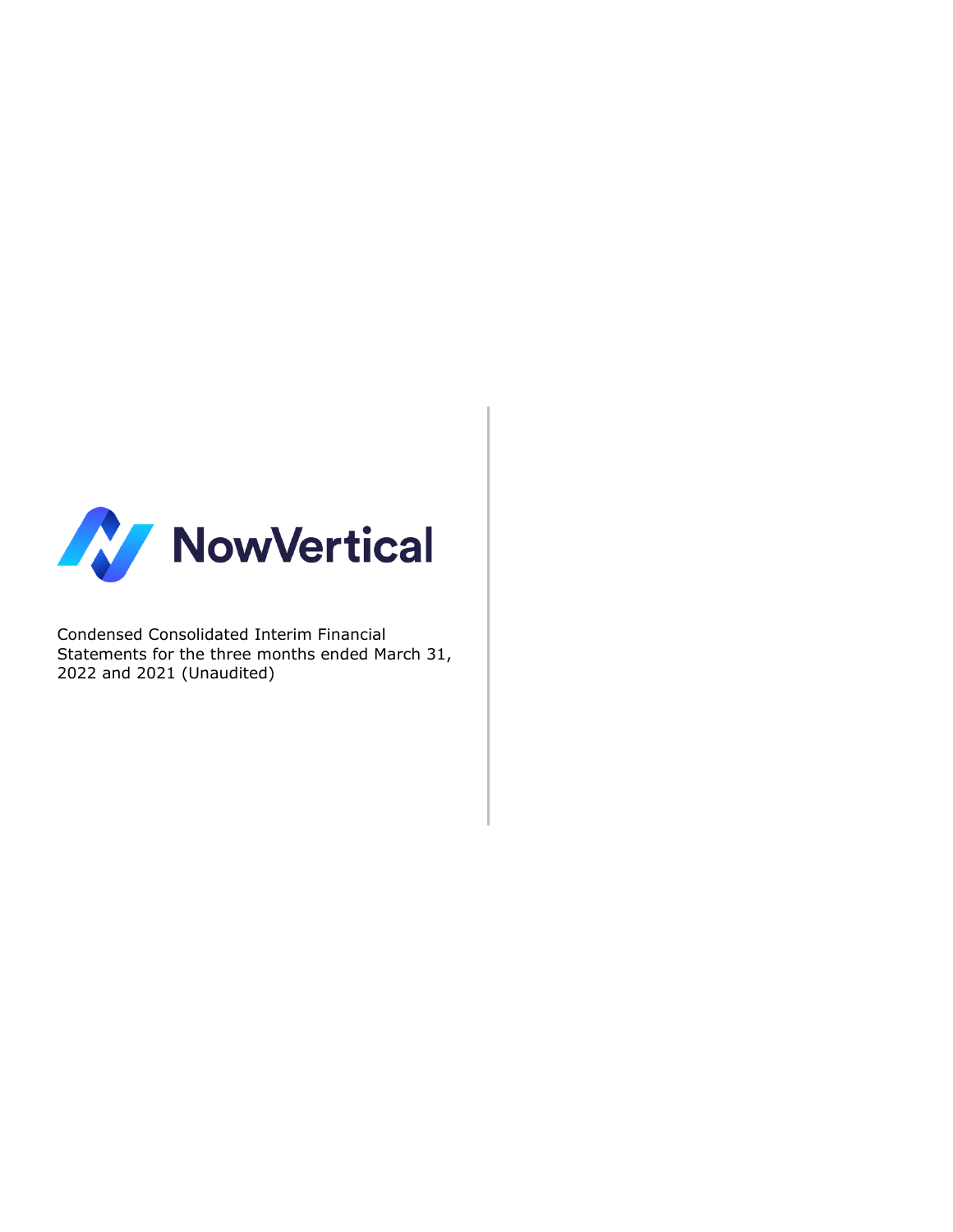# NowVertical

Condensed Consolidated Interim Financial Statements for the three months ended March 31, 2022 and 2021 (Unaudited)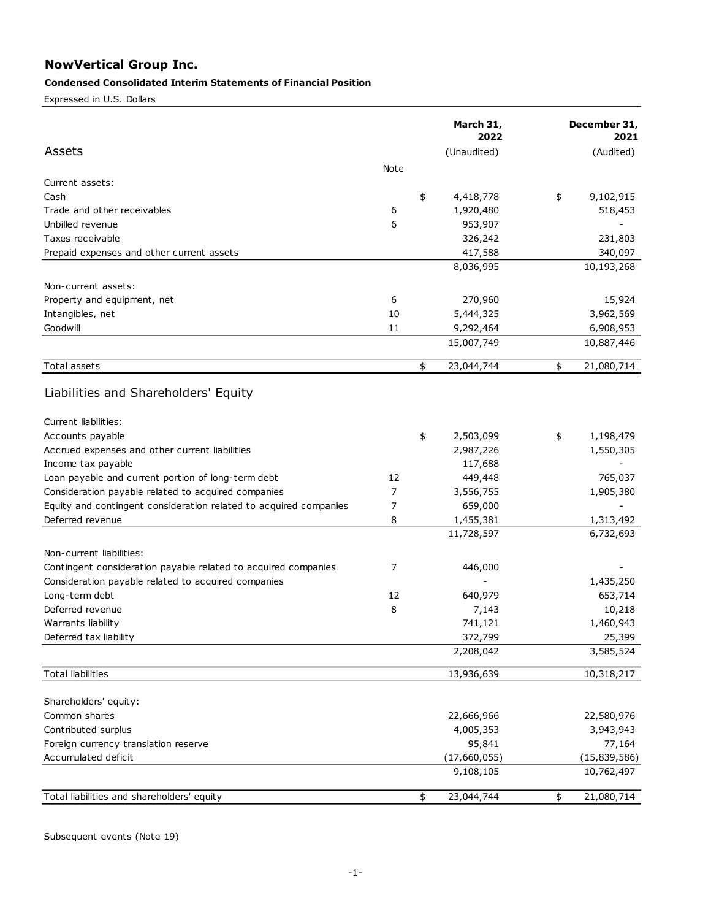# NowVertical Group Inc.

**Condensed Consolidated Interim Statements of Financial Position**

Expressed in U.S. Dollars

| | Note | March 31, 2022 (Unaudited) | December 31, 2021 (Audited) |
|---|---|---|---|
| **Assets** | | | |
| Current assets: | | | |
| Cash | | $ 4,418,778 | $ 9,102,915 |
| Trade and other receivables | 6 | 1,920,480 | 518,453 |
| Unbilled revenue | 6 | 953,907 | - |
| Taxes receivable | | 326,242 | 231,803 |
| Prepaid expenses and other current assets | | 417,588 | 340,097 |
| | | 8,036,995 | 10,193,268 |
| Non-current assets: | | | |
| Property and equipment, net | 6 | 270,960 | 15,924 |
| Intangibles, net | 10 | 5,444,325 | 3,962,569 |
| Goodwill | 11 | 9,292,464 | 6,908,953 |
| | | 15,007,749 | 10,887,446 |
| Total assets | | $ 23,044,744 | $ 21,080,714 |
| **Liabilities and Shareholders' Equity** | | | |
| Current liabilities: | | | |
| Accounts payable | | $ 2,503,099 | $ 1,198,479 |
| Accrued expenses and other current liabilities | | 2,987,226 | 1,550,305 |
| Income tax payable | | 117,688 | - |
| Loan payable and current portion of long-term debt | 12 | 449,448 | 765,037 |
| Consideration payable related to acquired companies | 7 | 3,556,755 | 1,905,380 |
| Equity and contingent consideration related to acquired companies | 7 | 659,000 | - |
| Deferred revenue | 8 | 1,455,381 | 1,313,492 |
| | | 11,728,597 | 6,732,693 |
| Non-current liabilities: | | | |
| Contingent consideration payable related to acquired companies | 7 | 446,000 | - |
| Consideration payable related to acquired companies | | - | 1,435,250 |
| Long-term debt | 12 | 640,979 | 653,714 |
| Deferred revenue | 8 | 7,143 | 10,218 |
| Warrants liability | | 741,121 | 1,460,943 |
| Deferred tax liability | | 372,799 | 25,399 |
| | | 2,208,042 | 3,585,524 |
| Total liabilities | | 13,936,639 | 10,318,217 |
| Shareholders' equity: | | | |
| Common shares | | 22,666,966 | 22,580,976 |
| Contributed surplus | | 4,005,353 | 3,943,943 |
| Foreign currency translation reserve | | 95,841 | 77,164 |
| Accumulated deficit | | (17,660,055) | (15,839,586) |
| | | 9,108,105 | 10,762,497 |
| Total liabilities and shareholders' equity | | $ 23,044,744 | $ 21,080,714 |

Subsequent events (Note 19)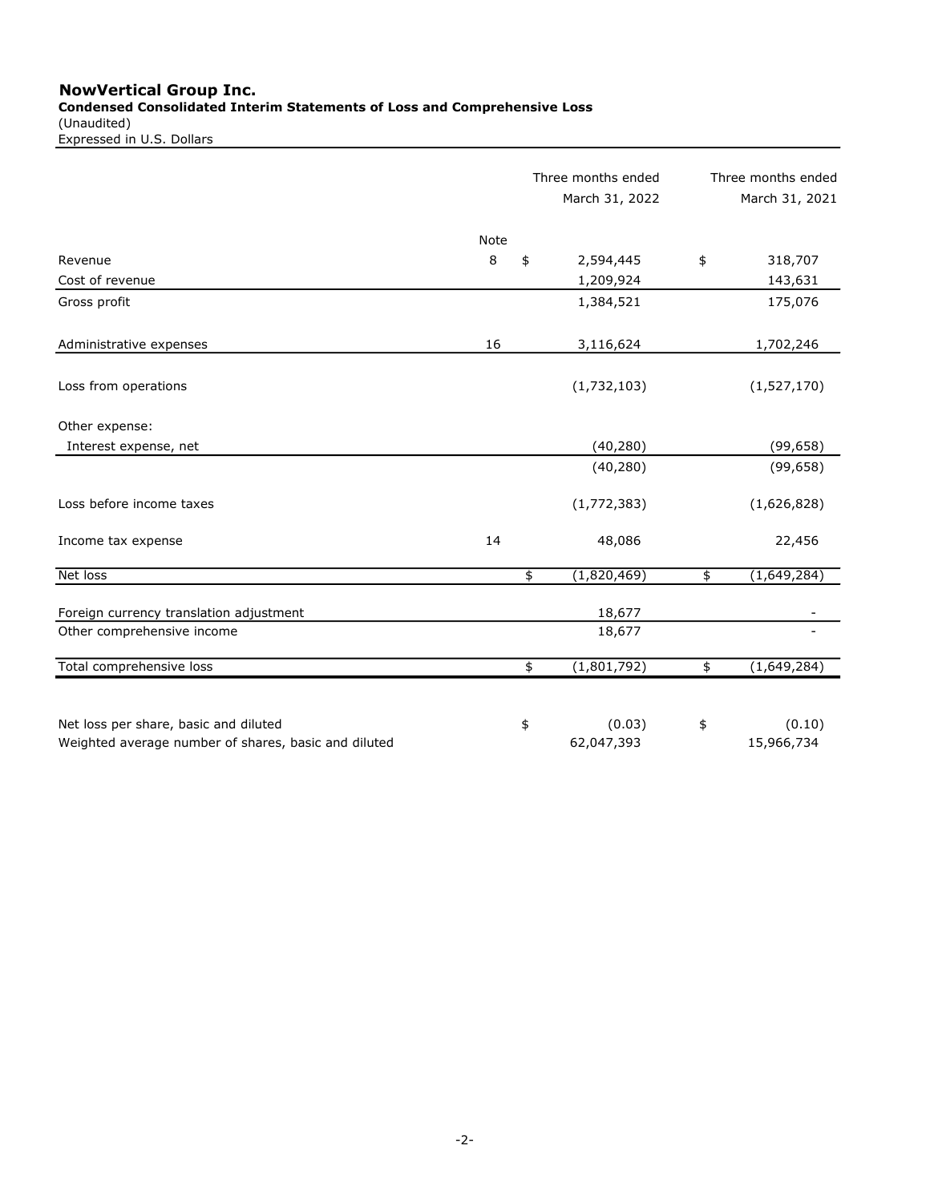**NowVertical Group Inc.**
**Condensed Consolidated Interim Statements of Loss and Comprehensive Loss**
(Unaudited)
Expressed in U.S. Dollars

| | Note | Three months ended March 31, 2022 | Three months ended March 31, 2021 |
|---|---|---|---|
| Revenue | 8 | $ 2,594,445 | $ 318,707 |
| Cost of revenue | | 1,209,924 | 143,631 |
| Gross profit | | 1,384,521 | 175,076 |
| | | | |
| Administrative expenses | 16 | 3,116,624 | 1,702,246 |
| | | | |
| Loss from operations | | (1,732,103) | (1,527,170) |
| | | | |
| Other expense: | | | |
| Interest expense, net | | (40,280) | (99,658) |
| | | (40,280) | (99,658) |
| | | | |
| Loss before income taxes | | (1,772,383) | (1,626,828) |
| | | | |
| Income tax expense | 14 | 48,086 | 22,456 |
| | | | |
| Net loss | | $ (1,820,469) | $ (1,649,284) |
| | | | |
| Foreign currency translation adjustment | | 18,677 | - |
| Other comprehensive income | | 18,677 | - |
| | | | |
| Total comprehensive loss | | $ (1,801,792) | $ (1,649,284) |
| | | | |
| Net loss per share, basic and diluted | | $ (0.03) | $ (0.10) |
| Weighted average number of shares, basic and diluted | | 62,047,393 | 15,966,734 |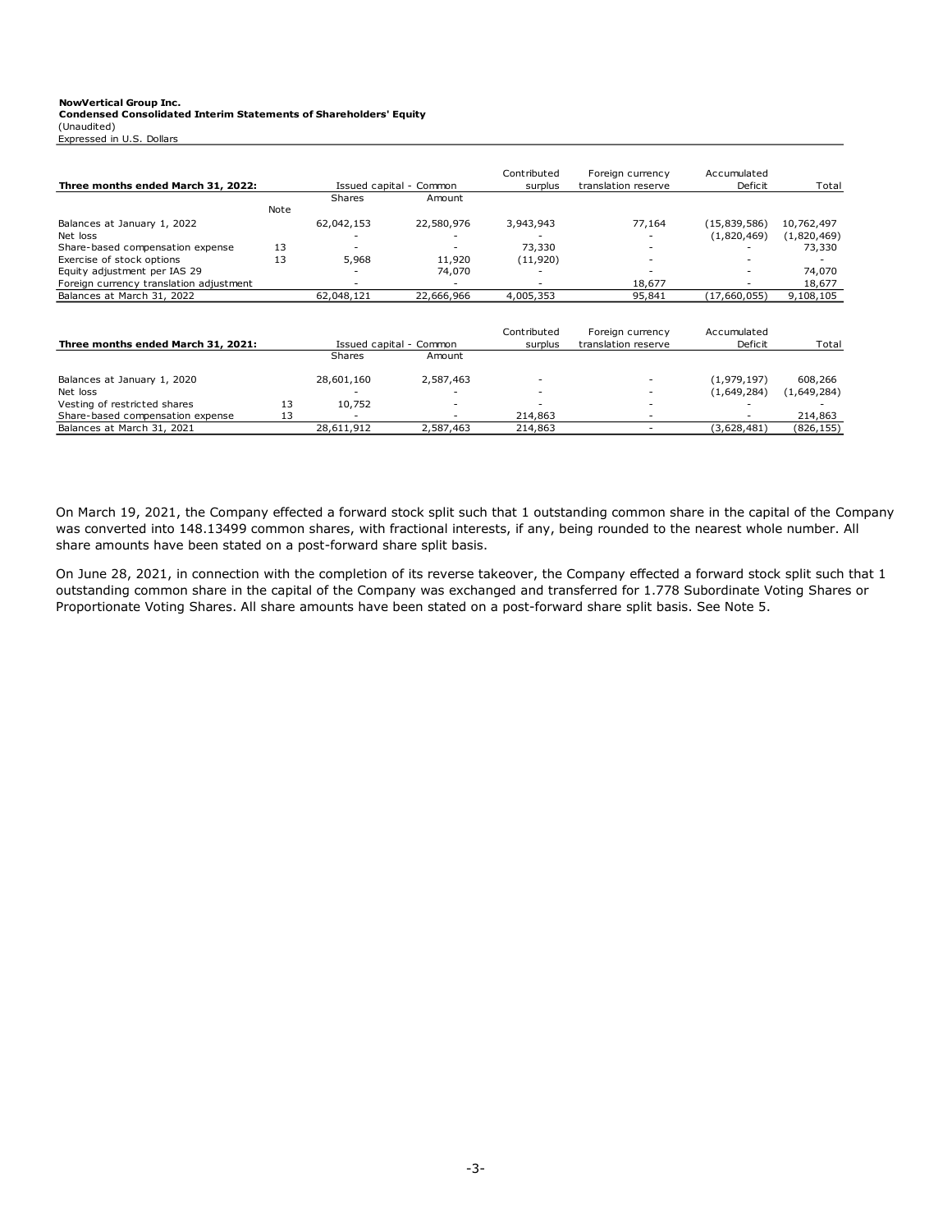**NowVertical Group Inc.**
**Condensed Consolidated Interim Statements of Shareholders' Equity**
(Unaudited)
Expressed in U.S. Dollars

| **Three months ended March 31, 2022:** | | Issued capital - Common | | Contributed surplus | Foreign currency translation reserve | Accumulated Deficit | Total |
|---|---|---|---|---|---|---|---|
| | Note | Shares | Amount | | | | |
| Balances at January 1, 2022 | | 62,042,153 | 22,580,976 | 3,943,943 | 77,164 | (15,839,586) | 10,762,497 |
| Net loss | | - | - | - | - | (1,820,469) | (1,820,469) |
| Share-based compensation expense | 13 | - | - | 73,330 | - | - | 73,330 |
| Exercise of stock options | 13 | 5,968 | 11,920 | (11,920) | - | - | - |
| Equity adjustment per IAS 29 | | - | 74,070 | - | - | - | 74,070 |
| Foreign currency translation adjustment | | - | - | - | 18,677 | - | 18,677 |
| Balances at March 31, 2022 | | 62,048,121 | 22,666,966 | 4,005,353 | 95,841 | (17,660,055) | 9,108,105 |

| **Three months ended March 31, 2021:** | | Issued capital - Common | | Contributed surplus | Foreign currency translation reserve | Accumulated Deficit | Total |
|---|---|---|---|---|---|---|---|
| | | Shares | Amount | | | | |
| Balances at January 1, 2020 | | 28,601,160 | 2,587,463 | - | - | (1,979,197) | 608,266 |
| Net loss | | - | - | - | - | (1,649,284) | (1,649,284) |
| Vesting of restricted shares | 13 | 10,752 | - | - | - | - | - |
| Share-based compensation expense | 13 | - | - | 214,863 | - | - | 214,863 |
| Balances at March 31, 2021 | | 28,611,912 | 2,587,463 | 214,863 | - | (3,628,481) | (826,155) |

On March 19, 2021, the Company effected a forward stock split such that 1 outstanding common share in the capital of the Company was converted into 148.13499 common shares, with fractional interests, if any, being rounded to the nearest whole number. All share amounts have been stated on a post-forward share split basis.

On June 28, 2021, in connection with the completion of its reverse takeover, the Company effected a forward stock split such that 1 outstanding common share in the capital of the Company was exchanged and transferred for 1.778 Subordinate Voting Shares or Proportionate Voting Shares. All share amounts have been stated on a post-forward share split basis. See Note 5.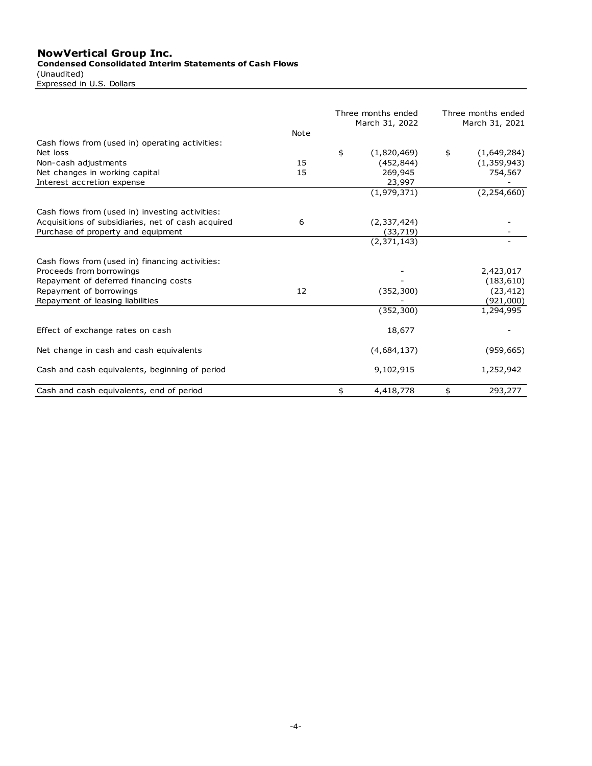# NowVertical Group Inc.

**Condensed Consolidated Interim Statements of Cash Flows**

(Unaudited)

Expressed in U.S. Dollars

| | Note | Three months ended March 31, 2022 | Three months ended March 31, 2021 |
|---|---|---|---|
| Cash flows from (used in) operating activities: | | | |
| Net loss | | $ (1,820,469) | $ (1,649,284) |
| Non-cash adjustments | 15 | (452,844) | (1,359,943) |
| Net changes in working capital | 15 | 269,945 | 754,567 |
| Interest accretion expense | | 23,997 | - |
| | | (1,979,371) | (2,254,660) |
| Cash flows from (used in) investing activities: | | | |
| Acquisitions of subsidiaries, net of cash acquired | 6 | (2,337,424) | - |
| Purchase of property and equipment | | (33,719) | - |
| | | (2,371,143) | - |
| Cash flows from (used in) financing activities: | | | |
| Proceeds from borrowings | | - | 2,423,017 |
| Repayment of deferred financing costs | | - | (183,610) |
| Repayment of borrowings | 12 | (352,300) | (23,412) |
| Repayment of leasing liabilities | | - | (921,000) |
| | | (352,300) | 1,294,995 |
| Effect of exchange rates on cash | | 18,677 | - |
| Net change in cash and cash equivalents | | (4,684,137) | (959,665) |
| Cash and cash equivalents, beginning of period | | 9,102,915 | 1,252,942 |
| Cash and cash equivalents, end of period | | $ 4,418,778 | $ 293,277 |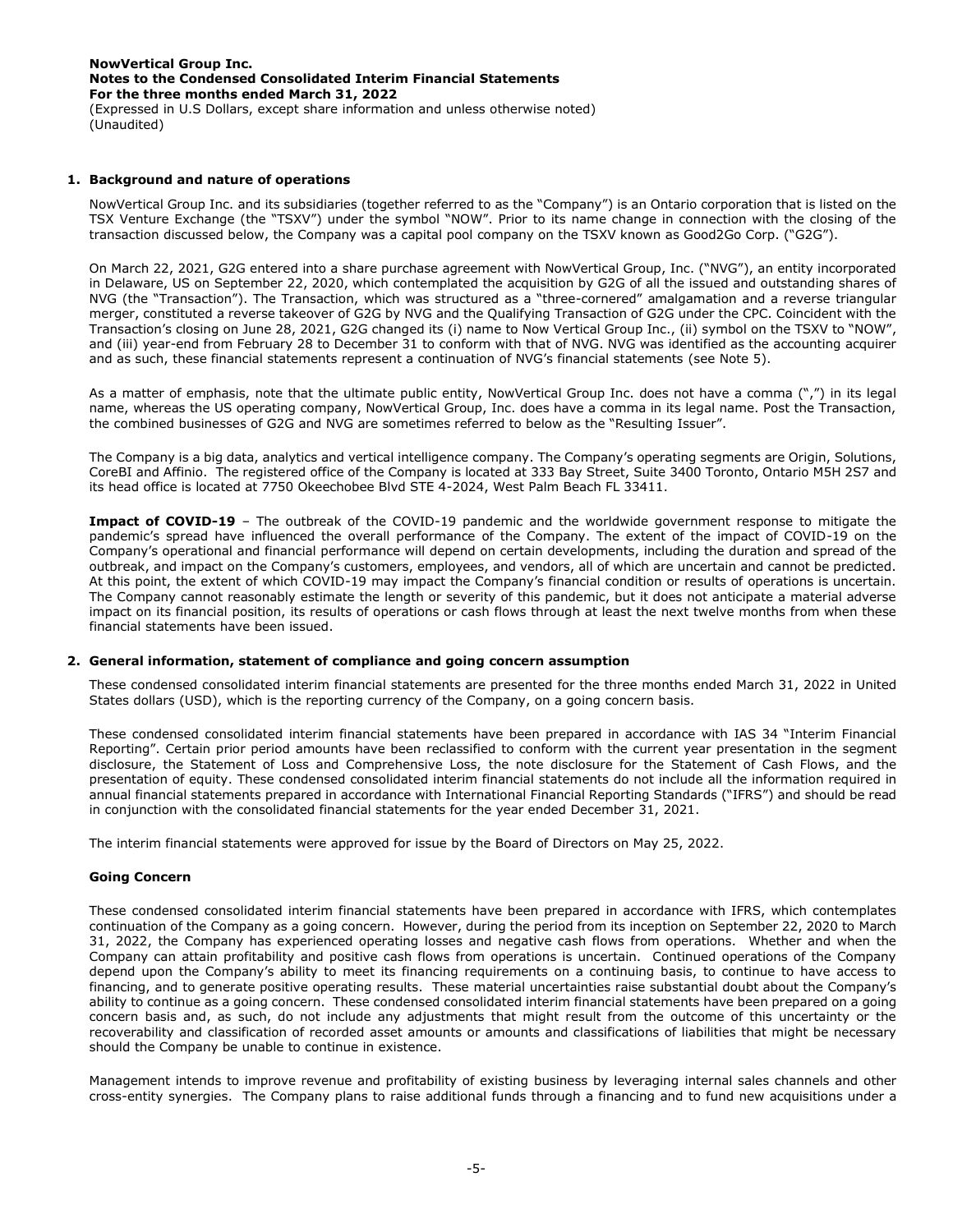## 1. Background and nature of operations

NowVertical Group Inc. and its subsidiaries (together referred to as the "Company") is an Ontario corporation that is listed on the TSX Venture Exchange (the "TSXV") under the symbol "NOW". Prior to its name change in connection with the closing of the transaction discussed below, the Company was a capital pool company on the TSXV known as Good2Go Corp. ("G2G").

On March 22, 2021, G2G entered into a share purchase agreement with NowVertical Group, Inc. ("NVG"), an entity incorporated in Delaware, US on September 22, 2020, which contemplated the acquisition by G2G of all the issued and outstanding shares of NVG (the "Transaction"). The Transaction, which was structured as a "three-cornered" amalgamation and a reverse triangular merger, constituted a reverse takeover of G2G by NVG and the Qualifying Transaction of G2G under the CPC. Coincident with the Transaction's closing on June 28, 2021, G2G changed its (i) name to Now Vertical Group Inc., (ii) symbol on the TSXV to "NOW", and (iii) year-end from February 28 to December 31 to conform with that of NVG. NVG was identified as the accounting acquirer and as such, these financial statements represent a continuation of NVG's financial statements (see Note 5).

As a matter of emphasis, note that the ultimate public entity, NowVertical Group Inc. does not have a comma (",") in its legal name, whereas the US operating company, NowVertical Group, Inc. does have a comma in its legal name. Post the Transaction, the combined businesses of G2G and NVG are sometimes referred to below as the "Resulting Issuer".

The Company is a big data, analytics and vertical intelligence company. The Company's operating segments are Origin, Solutions, CoreBI and Affinio. The registered office of the Company is located at 333 Bay Street, Suite 3400 Toronto, Ontario M5H 2S7 and its head office is located at 7750 Okeechobee Blvd STE 4-2024, West Palm Beach FL 33411.

**Impact of COVID-19** – The outbreak of the COVID-19 pandemic and the worldwide government response to mitigate the pandemic's spread have influenced the overall performance of the Company. The extent of the impact of COVID-19 on the Company's operational and financial performance will depend on certain developments, including the duration and spread of the outbreak, and impact on the Company's customers, employees, and vendors, all of which are uncertain and cannot be predicted. At this point, the extent of which COVID-19 may impact the Company's financial condition or results of operations is uncertain. The Company cannot reasonably estimate the length or severity of this pandemic, but it does not anticipate a material adverse impact on its financial position, its results of operations or cash flows through at least the next twelve months from when these financial statements have been issued.

## 2. General information, statement of compliance and going concern assumption

These condensed consolidated interim financial statements are presented for the three months ended March 31, 2022 in United States dollars (USD), which is the reporting currency of the Company, on a going concern basis.

These condensed consolidated interim financial statements have been prepared in accordance with IAS 34 "Interim Financial Reporting". Certain prior period amounts have been reclassified to conform with the current year presentation in the segment disclosure, the Statement of Loss and Comprehensive Loss, the note disclosure for the Statement of Cash Flows, and the presentation of equity. These condensed consolidated interim financial statements do not include all the information required in annual financial statements prepared in accordance with International Financial Reporting Standards ("IFRS") and should be read in conjunction with the consolidated financial statements for the year ended December 31, 2021.

The interim financial statements were approved for issue by the Board of Directors on May 25, 2022.

### Going Concern

These condensed consolidated interim financial statements have been prepared in accordance with IFRS, which contemplates continuation of the Company as a going concern. However, during the period from its inception on September 22, 2020 to March 31, 2022, the Company has experienced operating losses and negative cash flows from operations. Whether and when the Company can attain profitability and positive cash flows from operations is uncertain. Continued operations of the Company depend upon the Company's ability to meet its financing requirements on a continuing basis, to continue to have access to financing, and to generate positive operating results. These material uncertainties raise substantial doubt about the Company's ability to continue as a going concern. These condensed consolidated interim financial statements have been prepared on a going concern basis and, as such, do not include any adjustments that might result from the outcome of this uncertainty or the recoverability and classification of recorded asset amounts or amounts and classifications of liabilities that might be necessary should the Company be unable to continue in existence.

Management intends to improve revenue and profitability of existing business by leveraging internal sales channels and other cross-entity synergies. The Company plans to raise additional funds through a financing and to fund new acquisitions under a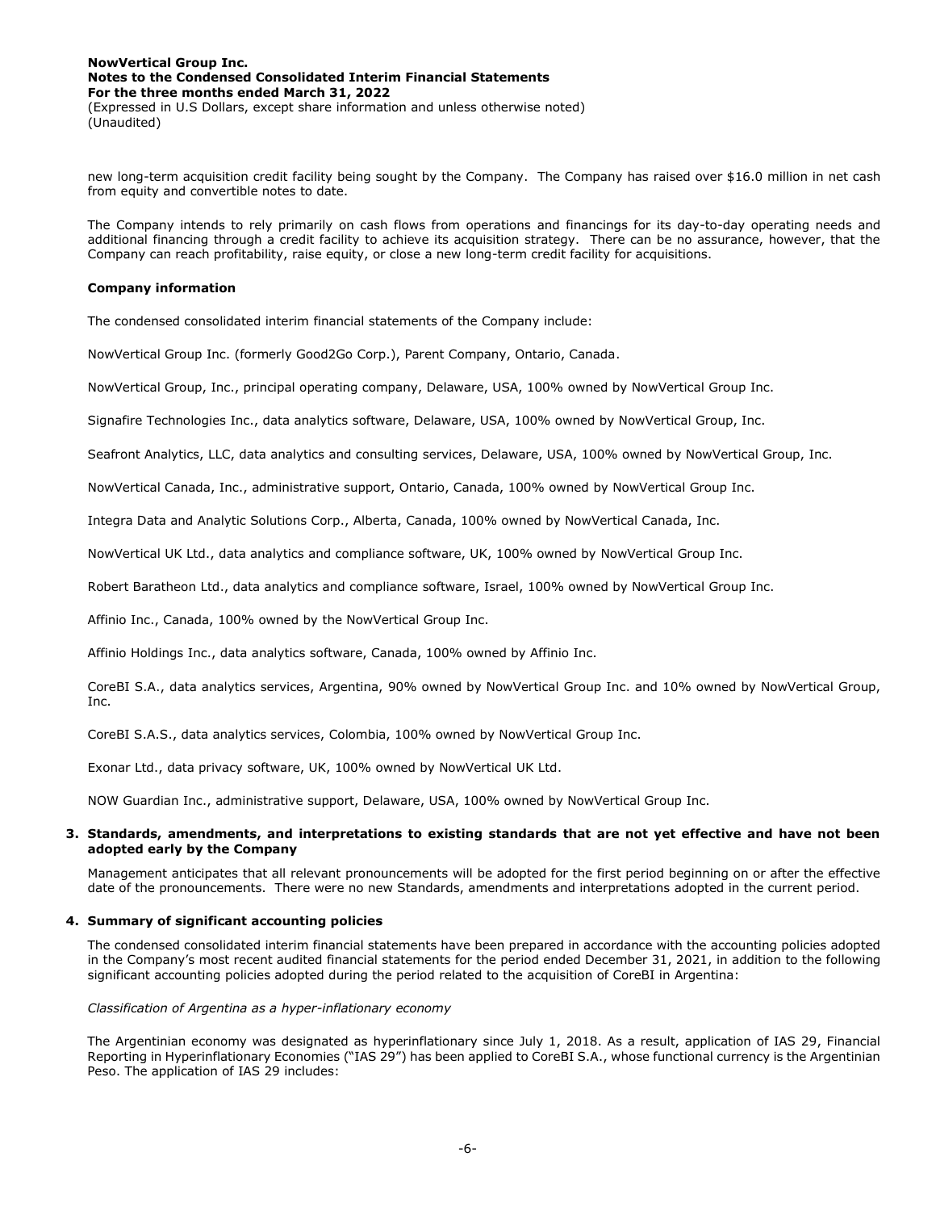new long-term acquisition credit facility being sought by the Company. The Company has raised over $16.0 million in net cash from equity and convertible notes to date.

The Company intends to rely primarily on cash flows from operations and financings for its day-to-day operating needs and additional financing through a credit facility to achieve its acquisition strategy. There can be no assurance, however, that the Company can reach profitability, raise equity, or close a new long-term credit facility for acquisitions.

**Company information**

The condensed consolidated interim financial statements of the Company include:

NowVertical Group Inc. (formerly Good2Go Corp.), Parent Company, Ontario, Canada.

NowVertical Group, Inc., principal operating company, Delaware, USA, 100% owned by NowVertical Group Inc.

Signafire Technologies Inc., data analytics software, Delaware, USA, 100% owned by NowVertical Group, Inc.

Seafront Analytics, LLC, data analytics and consulting services, Delaware, USA, 100% owned by NowVertical Group, Inc.

NowVertical Canada, Inc., administrative support, Ontario, Canada, 100% owned by NowVertical Group Inc.

Integra Data and Analytic Solutions Corp., Alberta, Canada, 100% owned by NowVertical Canada, Inc.

NowVertical UK Ltd., data analytics and compliance software, UK, 100% owned by NowVertical Group Inc.

Robert Baratheon Ltd., data analytics and compliance software, Israel, 100% owned by NowVertical Group Inc.

Affinio Inc., Canada, 100% owned by the NowVertical Group Inc.

Affinio Holdings Inc., data analytics software, Canada, 100% owned by Affinio Inc.

CoreBI S.A., data analytics services, Argentina, 90% owned by NowVertical Group Inc. and 10% owned by NowVertical Group, Inc.

CoreBI S.A.S., data analytics services, Colombia, 100% owned by NowVertical Group Inc.

Exonar Ltd., data privacy software, UK, 100% owned by NowVertical UK Ltd.

NOW Guardian Inc., administrative support, Delaware, USA, 100% owned by NowVertical Group Inc.

## 3. Standards, amendments, and interpretations to existing standards that are not yet effective and have not been adopted early by the Company

Management anticipates that all relevant pronouncements will be adopted for the first period beginning on or after the effective date of the pronouncements. There were no new Standards, amendments and interpretations adopted in the current period.

## 4. Summary of significant accounting policies

The condensed consolidated interim financial statements have been prepared in accordance with the accounting policies adopted in the Company's most recent audited financial statements for the period ended December 31, 2021, in addition to the following significant accounting policies adopted during the period related to the acquisition of CoreBI in Argentina:

*Classification of Argentina as a hyper-inflationary economy*

The Argentinian economy was designated as hyperinflationary since July 1, 2018. As a result, application of IAS 29, Financial Reporting in Hyperinflationary Economies ("IAS 29") has been applied to CoreBI S.A., whose functional currency is the Argentinian Peso. The application of IAS 29 includes: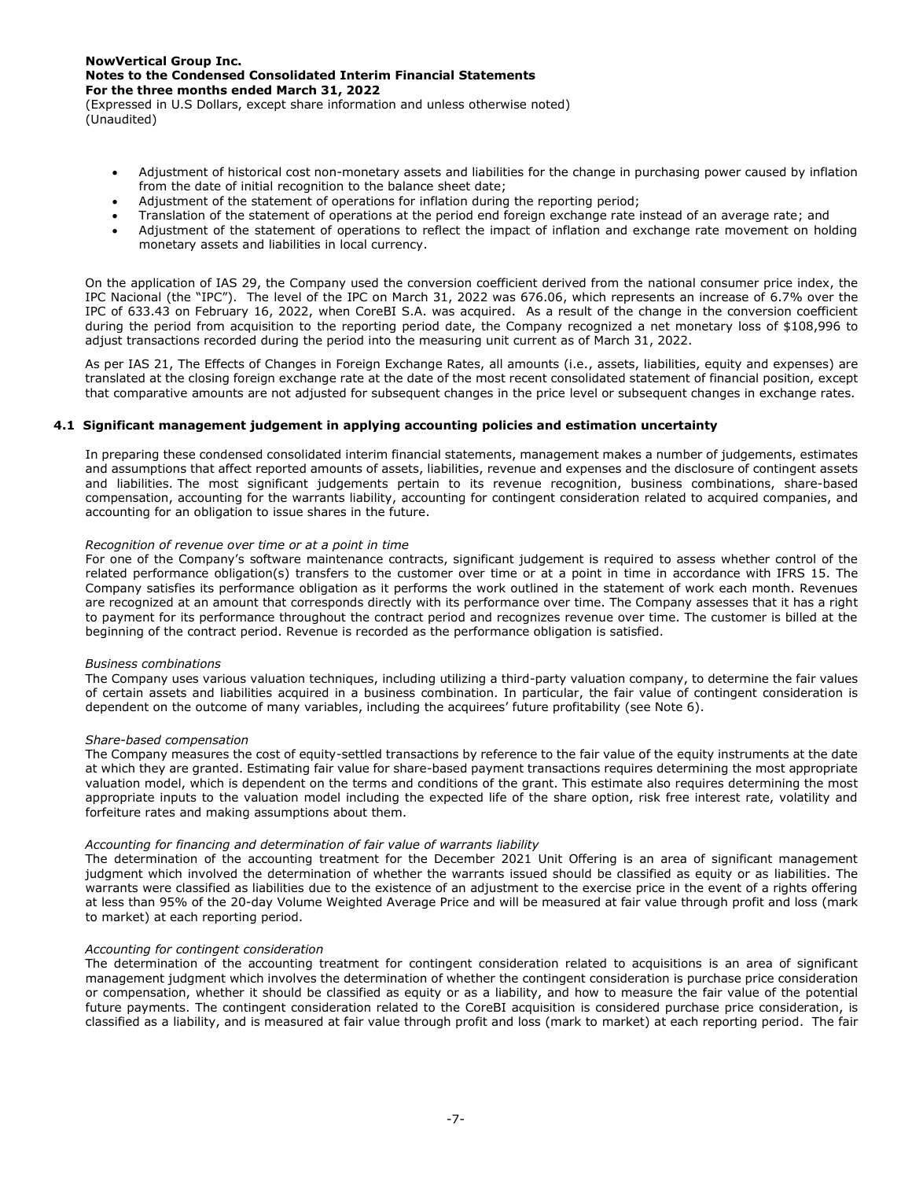- Adjustment of historical cost non-monetary assets and liabilities for the change in purchasing power caused by inflation from the date of initial recognition to the balance sheet date;
- Adjustment of the statement of operations for inflation during the reporting period;
- Translation of the statement of operations at the period end foreign exchange rate instead of an average rate; and
- Adjustment of the statement of operations to reflect the impact of inflation and exchange rate movement on holding monetary assets and liabilities in local currency.

On the application of IAS 29, the Company used the conversion coefficient derived from the national consumer price index, the IPC Nacional (the "IPC"). The level of the IPC on March 31, 2022 was 676.06, which represents an increase of 6.7% over the IPC of 633.43 on February 16, 2022, when CoreBI S.A. was acquired. As a result of the change in the conversion coefficient during the period from acquisition to the reporting period date, the Company recognized a net monetary loss of $108,996 to adjust transactions recorded during the period into the measuring unit current as of March 31, 2022.

As per IAS 21, The Effects of Changes in Foreign Exchange Rates, all amounts (i.e., assets, liabilities, equity and expenses) are translated at the closing foreign exchange rate at the date of the most recent consolidated statement of financial position, except that comparative amounts are not adjusted for subsequent changes in the price level or subsequent changes in exchange rates.

## 4.1 Significant management judgement in applying accounting policies and estimation uncertainty

In preparing these condensed consolidated interim financial statements, management makes a number of judgements, estimates and assumptions that affect reported amounts of assets, liabilities, revenue and expenses and the disclosure of contingent assets and liabilities. The most significant judgements pertain to its revenue recognition, business combinations, share-based compensation, accounting for the warrants liability, accounting for contingent consideration related to acquired companies, and accounting for an obligation to issue shares in the future.

*Recognition of revenue over time or at a point in time*

For one of the Company's software maintenance contracts, significant judgement is required to assess whether control of the related performance obligation(s) transfers to the customer over time or at a point in time in accordance with IFRS 15. The Company satisfies its performance obligation as it performs the work outlined in the statement of work each month. Revenues are recognized at an amount that corresponds directly with its performance over time. The Company assesses that it has a right to payment for its performance throughout the contract period and recognizes revenue over time. The customer is billed at the beginning of the contract period. Revenue is recorded as the performance obligation is satisfied.

*Business combinations*

The Company uses various valuation techniques, including utilizing a third-party valuation company, to determine the fair values of certain assets and liabilities acquired in a business combination. In particular, the fair value of contingent consideration is dependent on the outcome of many variables, including the acquirees' future profitability (see Note 6).

*Share-based compensation*

The Company measures the cost of equity-settled transactions by reference to the fair value of the equity instruments at the date at which they are granted. Estimating fair value for share-based payment transactions requires determining the most appropriate valuation model, which is dependent on the terms and conditions of the grant. This estimate also requires determining the most appropriate inputs to the valuation model including the expected life of the share option, risk free interest rate, volatility and forfeiture rates and making assumptions about them.

*Accounting for financing and determination of fair value of warrants liability*

The determination of the accounting treatment for the December 2021 Unit Offering is an area of significant management judgment which involved the determination of whether the warrants issued should be classified as equity or as liabilities. The warrants were classified as liabilities due to the existence of an adjustment to the exercise price in the event of a rights offering at less than 95% of the 20-day Volume Weighted Average Price and will be measured at fair value through profit and loss (mark to market) at each reporting period.

*Accounting for contingent consideration*

The determination of the accounting treatment for contingent consideration related to acquisitions is an area of significant management judgment which involves the determination of whether the contingent consideration is purchase price consideration or compensation, whether it should be classified as equity or as a liability, and how to measure the fair value of the potential future payments. The contingent consideration related to the CoreBI acquisition is considered purchase price consideration, is classified as a liability, and is measured at fair value through profit and loss (mark to market) at each reporting period. The fair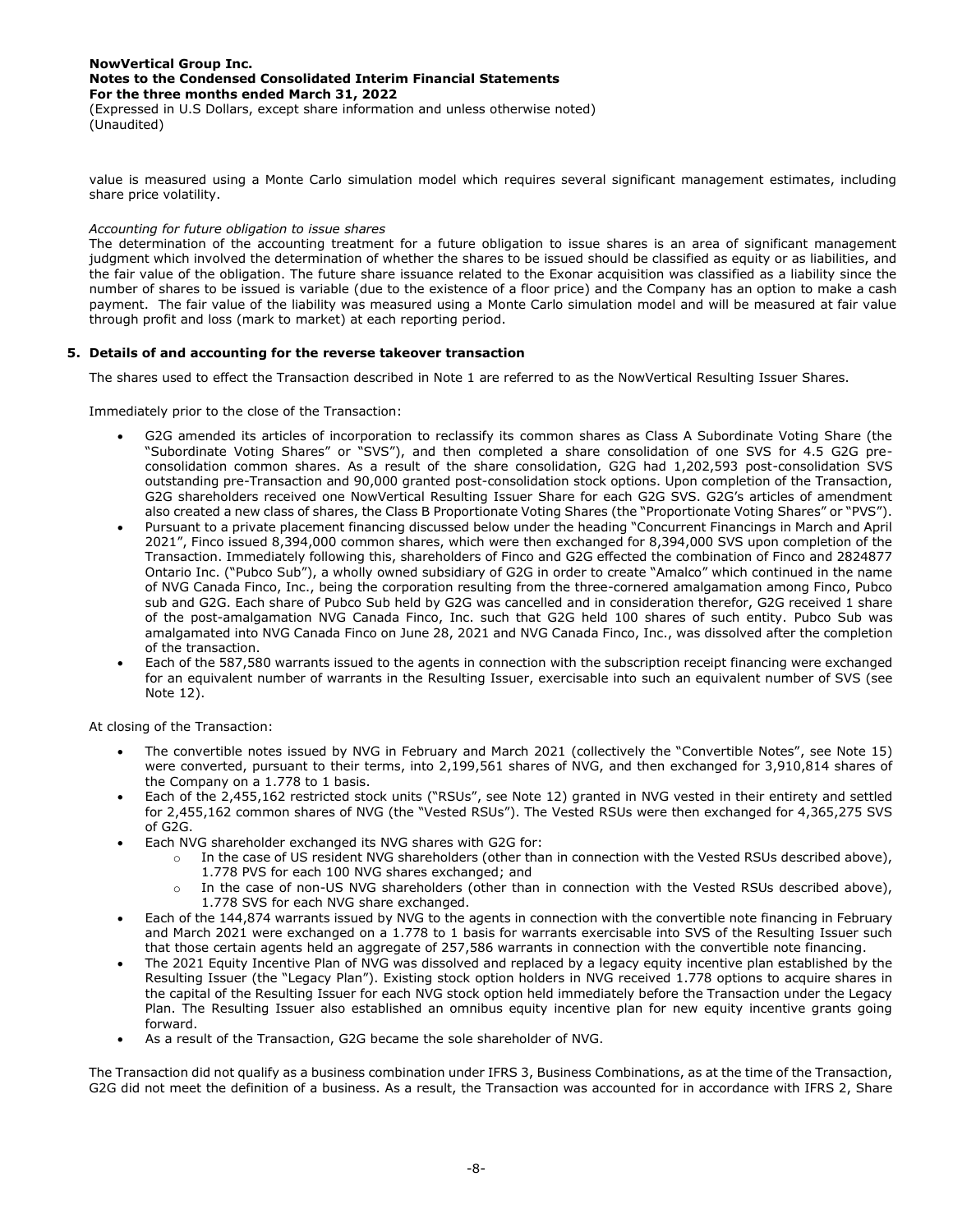value is measured using a Monte Carlo simulation model which requires several significant management estimates, including share price volatility.

*Accounting for future obligation to issue shares*

The determination of the accounting treatment for a future obligation to issue shares is an area of significant management judgment which involved the determination of whether the shares to be issued should be classified as equity or as liabilities, and the fair value of the obligation. The future share issuance related to the Exonar acquisition was classified as a liability since the number of shares to be issued is variable (due to the existence of a floor price) and the Company has an option to make a cash payment. The fair value of the liability was measured using a Monte Carlo simulation model and will be measured at fair value through profit and loss (mark to market) at each reporting period.

## 5. Details of and accounting for the reverse takeover transaction

The shares used to effect the Transaction described in Note 1 are referred to as the NowVertical Resulting Issuer Shares.

Immediately prior to the close of the Transaction:

- G2G amended its articles of incorporation to reclassify its common shares as Class A Subordinate Voting Share (the "Subordinate Voting Shares" or "SVS"), and then completed a share consolidation of one SVS for 4.5 G2G pre-consolidation common shares. As a result of the share consolidation, G2G had 1,202,593 post-consolidation SVS outstanding pre-Transaction and 90,000 granted post-consolidation stock options. Upon completion of the Transaction, G2G shareholders received one NowVertical Resulting Issuer Share for each G2G SVS. G2G's articles of amendment also created a new class of shares, the Class B Proportionate Voting Shares (the "Proportionate Voting Shares" or "PVS").
- Pursuant to a private placement financing discussed below under the heading "Concurrent Financings in March and April 2021", Finco issued 8,394,000 common shares, which were then exchanged for 8,394,000 SVS upon completion of the Transaction. Immediately following this, shareholders of Finco and G2G effected the combination of Finco and 2824877 Ontario Inc. ("Pubco Sub"), a wholly owned subsidiary of G2G in order to create "Amalco" which continued in the name of NVG Canada Finco, Inc., being the corporation resulting from the three-cornered amalgamation among Finco, Pubco sub and G2G. Each share of Pubco Sub held by G2G was cancelled and in consideration therefor, G2G received 1 share of the post-amalgamation NVG Canada Finco, Inc. such that G2G held 100 shares of such entity. Pubco Sub was amalgamated into NVG Canada Finco on June 28, 2021 and NVG Canada Finco, Inc., was dissolved after the completion of the transaction.
- Each of the 587,580 warrants issued to the agents in connection with the subscription receipt financing were exchanged for an equivalent number of warrants in the Resulting Issuer, exercisable into such an equivalent number of SVS (see Note 12).

At closing of the Transaction:

- The convertible notes issued by NVG in February and March 2021 (collectively the "Convertible Notes", see Note 15) were converted, pursuant to their terms, into 2,199,561 shares of NVG, and then exchanged for 3,910,814 shares of the Company on a 1.778 to 1 basis.
- Each of the 2,455,162 restricted stock units ("RSUs", see Note 12) granted in NVG vested in their entirety and settled for 2,455,162 common shares of NVG (the "Vested RSUs"). The Vested RSUs were then exchanged for 4,365,275 SVS of G2G.
- Each NVG shareholder exchanged its NVG shares with G2G for:
  - In the case of US resident NVG shareholders (other than in connection with the Vested RSUs described above), 1.778 PVS for each 100 NVG shares exchanged; and
  - In the case of non-US NVG shareholders (other than in connection with the Vested RSUs described above), 1.778 SVS for each NVG share exchanged.
- Each of the 144,874 warrants issued by NVG to the agents in connection with the convertible note financing in February and March 2021 were exchanged on a 1.778 to 1 basis for warrants exercisable into SVS of the Resulting Issuer such that those certain agents held an aggregate of 257,586 warrants in connection with the convertible note financing.
- The 2021 Equity Incentive Plan of NVG was dissolved and replaced by a legacy equity incentive plan established by the Resulting Issuer (the "Legacy Plan"). Existing stock option holders in NVG received 1.778 options to acquire shares in the capital of the Resulting Issuer for each NVG stock option held immediately before the Transaction under the Legacy Plan. The Resulting Issuer also established an omnibus equity incentive plan for new equity incentive grants going forward.
- As a result of the Transaction, G2G became the sole shareholder of NVG.

The Transaction did not qualify as a business combination under IFRS 3, Business Combinations, as at the time of the Transaction, G2G did not meet the definition of a business. As a result, the Transaction was accounted for in accordance with IFRS 2, Share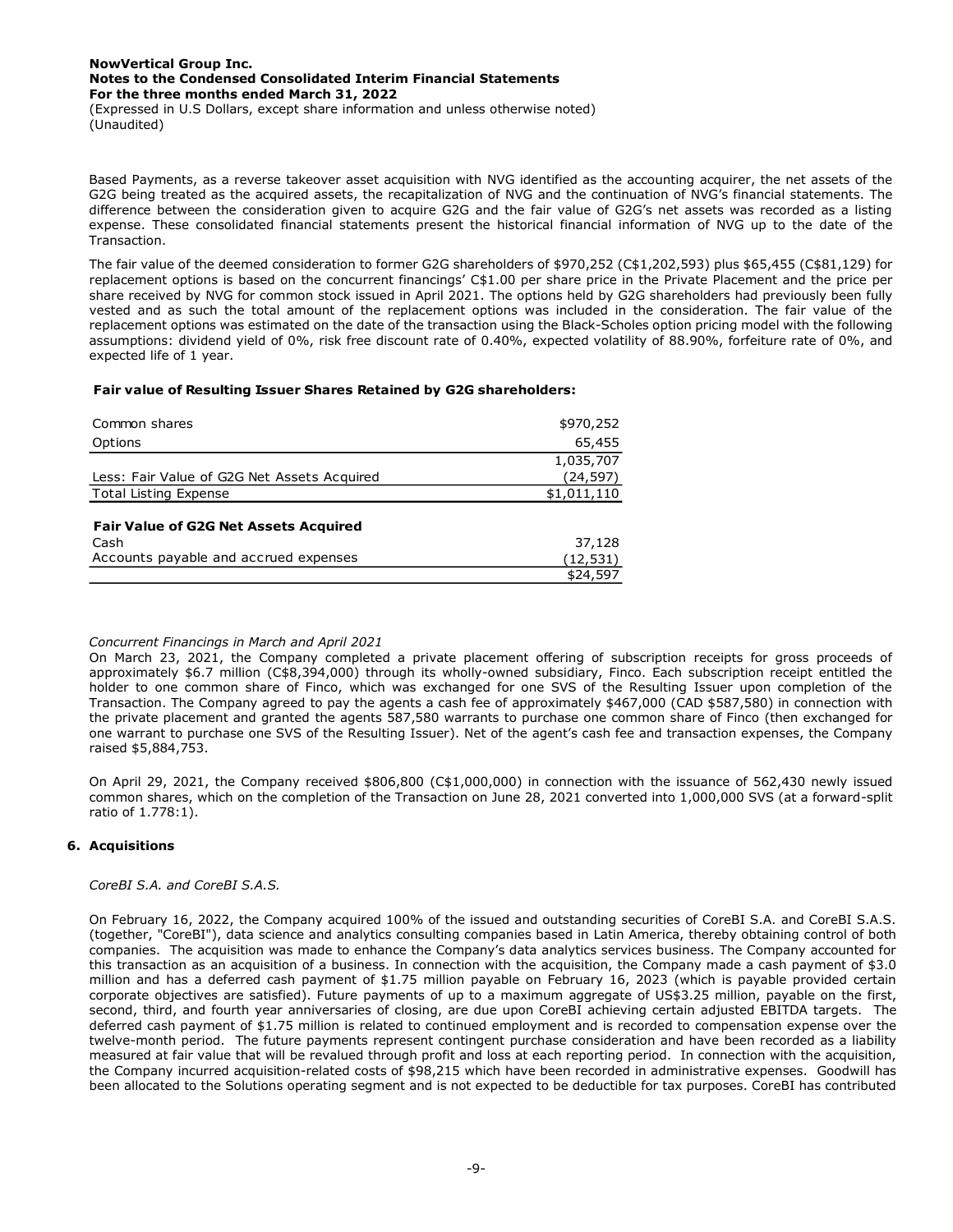Based Payments, as a reverse takeover asset acquisition with NVG identified as the accounting acquirer, the net assets of the G2G being treated as the acquired assets, the recapitalization of NVG and the continuation of NVG's financial statements. The difference between the consideration given to acquire G2G and the fair value of G2G's net assets was recorded as a listing expense. These consolidated financial statements present the historical financial information of NVG up to the date of the Transaction.

The fair value of the deemed consideration to former G2G shareholders of $970,252 (C$1,202,593) plus $65,455 (C$81,129) for replacement options is based on the concurrent financings' C$1.00 per share price in the Private Placement and the price per share received by NVG for common stock issued in April 2021. The options held by G2G shareholders had previously been fully vested and as such the total amount of the replacement options was included in the consideration. The fair value of the replacement options was estimated on the date of the transaction using the Black-Scholes option pricing model with the following assumptions: dividend yield of 0%, risk free discount rate of 0.40%, expected volatility of 88.90%, forfeiture rate of 0%, and expected life of 1 year.

**Fair value of Resulting Issuer Shares Retained by G2G shareholders:**

| | |
|---|---|
| Common shares | $970,252 |
| Options | 65,455 |
| | 1,035,707 |
| Less: Fair Value of G2G Net Assets Acquired | (24,597) |
| Total Listing Expense | $1,011,110 |
| **Fair Value of G2G Net Assets Acquired** | |
| Cash | 37,128 |
| Accounts payable and accrued expenses | (12,531) |
| | $24,597 |

*Concurrent Financings in March and April 2021*

On March 23, 2021, the Company completed a private placement offering of subscription receipts for gross proceeds of approximately $6.7 million (C$8,394,000) through its wholly-owned subsidiary, Finco. Each subscription receipt entitled the holder to one common share of Finco, which was exchanged for one SVS of the Resulting Issuer upon completion of the Transaction. The Company agreed to pay the agents a cash fee of approximately $467,000 (CAD $587,580) in connection with the private placement and granted the agents 587,580 warrants to purchase one common share of Finco (then exchanged for one warrant to purchase one SVS of the Resulting Issuer). Net of the agent's cash fee and transaction expenses, the Company raised $5,884,753.

On April 29, 2021, the Company received $806,800 (C$1,000,000) in connection with the issuance of 562,430 newly issued common shares, which on the completion of the Transaction on June 28, 2021 converted into 1,000,000 SVS (at a forward-split ratio of 1.778:1).

## 6. Acquisitions

*CoreBI S.A. and CoreBI S.A.S.*

On February 16, 2022, the Company acquired 100% of the issued and outstanding securities of CoreBI S.A. and CoreBI S.A.S. (together, "CoreBI"), data science and analytics consulting companies based in Latin America, thereby obtaining control of both companies. The acquisition was made to enhance the Company's data analytics services business. The Company accounted for this transaction as an acquisition of a business. In connection with the acquisition, the Company made a cash payment of $3.0 million and has a deferred cash payment of $1.75 million payable on February 16, 2023 (which is payable provided certain corporate objectives are satisfied). Future payments of up to a maximum aggregate of US$3.25 million, payable on the first, second, third, and fourth year anniversaries of closing, are due upon CoreBI achieving certain adjusted EBITDA targets. The deferred cash payment of $1.75 million is related to continued employment and is recorded to compensation expense over the twelve-month period. The future payments represent contingent purchase consideration and have been recorded as a liability measured at fair value that will be revalued through profit and loss at each reporting period. In connection with the acquisition, the Company incurred acquisition-related costs of $98,215 which have been recorded in administrative expenses. Goodwill has been allocated to the Solutions operating segment and is not expected to be deductible for tax purposes. CoreBI has contributed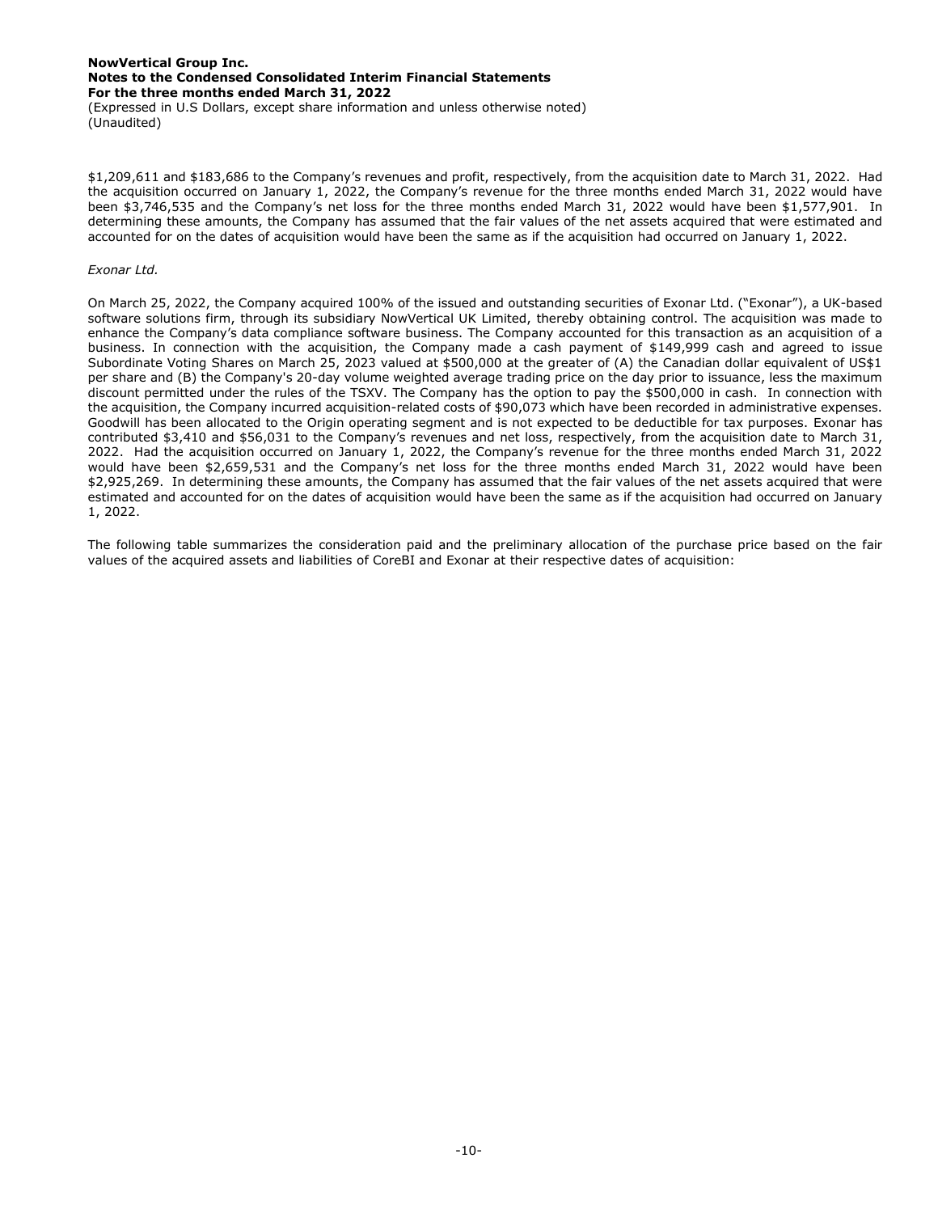$1,209,611 and $183,686 to the Company's revenues and profit, respectively, from the acquisition date to March 31, 2022. Had the acquisition occurred on January 1, 2022, the Company's revenue for the three months ended March 31, 2022 would have been $3,746,535 and the Company's net loss for the three months ended March 31, 2022 would have been $1,577,901. In determining these amounts, the Company has assumed that the fair values of the net assets acquired that were estimated and accounted for on the dates of acquisition would have been the same as if the acquisition had occurred on January 1, 2022.

*Exonar Ltd.*

On March 25, 2022, the Company acquired 100% of the issued and outstanding securities of Exonar Ltd. ("Exonar"), a UK-based software solutions firm, through its subsidiary NowVertical UK Limited, thereby obtaining control. The acquisition was made to enhance the Company's data compliance software business. The Company accounted for this transaction as an acquisition of a business. In connection with the acquisition, the Company made a cash payment of $149,999 cash and agreed to issue Subordinate Voting Shares on March 25, 2023 valued at $500,000 at the greater of (A) the Canadian dollar equivalent of US$1 per share and (B) the Company's 20-day volume weighted average trading price on the day prior to issuance, less the maximum discount permitted under the rules of the TSXV. The Company has the option to pay the $500,000 in cash. In connection with the acquisition, the Company incurred acquisition-related costs of $90,073 which have been recorded in administrative expenses. Goodwill has been allocated to the Origin operating segment and is not expected to be deductible for tax purposes. Exonar has contributed $3,410 and $56,031 to the Company's revenues and net loss, respectively, from the acquisition date to March 31, 2022. Had the acquisition occurred on January 1, 2022, the Company's revenue for the three months ended March 31, 2022 would have been $2,659,531 and the Company's net loss for the three months ended March 31, 2022 would have been $2,925,269. In determining these amounts, the Company has assumed that the fair values of the net assets acquired that were estimated and accounted for on the dates of acquisition would have been the same as if the acquisition had occurred on January 1, 2022.

The following table summarizes the consideration paid and the preliminary allocation of the purchase price based on the fair values of the acquired assets and liabilities of CoreBI and Exonar at their respective dates of acquisition: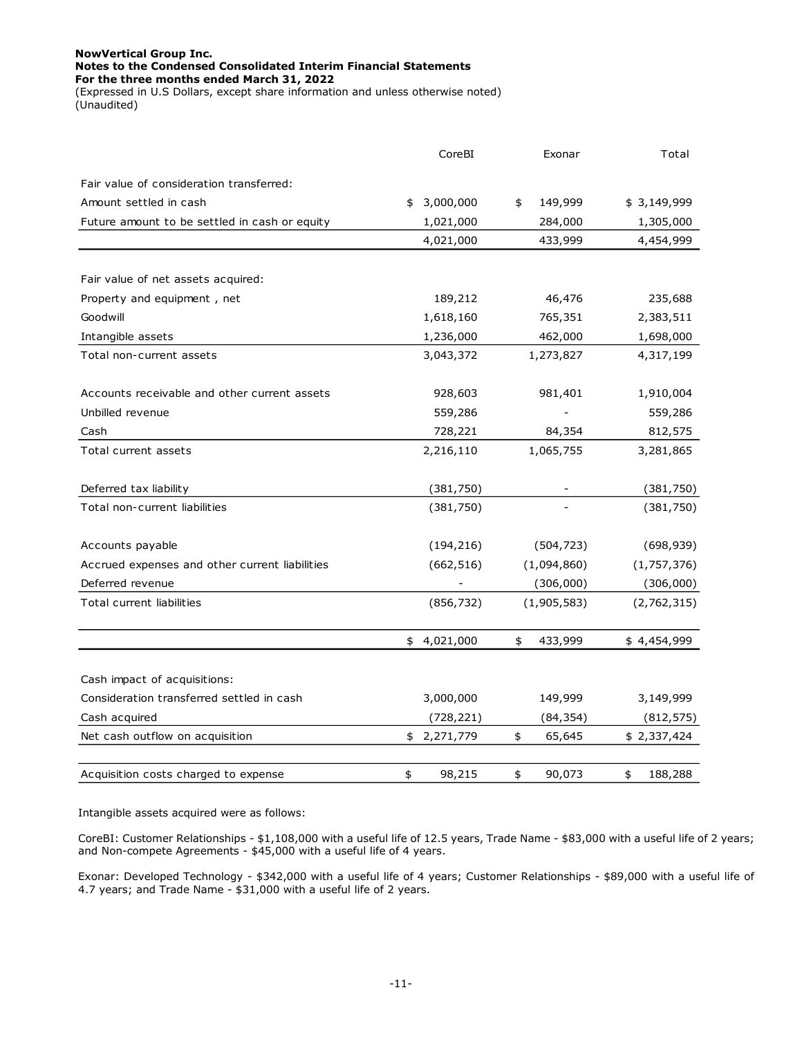| | CoreBI | Exonar | Total |
|---|---|---|---|
| Fair value of consideration transferred: | | | |
| Amount settled in cash | $ 3,000,000 | $ 149,999 | $ 3,149,999 |
| Future amount to be settled in cash or equity | 1,021,000 | 284,000 | 1,305,000 |
| | 4,021,000 | 433,999 | 4,454,999 |
| Fair value of net assets acquired: | | | |
| Property and equipment , net | 189,212 | 46,476 | 235,688 |
| Goodwill | 1,618,160 | 765,351 | 2,383,511 |
| Intangible assets | 1,236,000 | 462,000 | 1,698,000 |
| Total non-current assets | 3,043,372 | 1,273,827 | 4,317,199 |
| Accounts receivable and other current assets | 928,603 | 981,401 | 1,910,004 |
| Unbilled revenue | 559,286 | - | 559,286 |
| Cash | 728,221 | 84,354 | 812,575 |
| Total current assets | 2,216,110 | 1,065,755 | 3,281,865 |
| Deferred tax liability | (381,750) | - | (381,750) |
| Total non-current liabilities | (381,750) | - | (381,750) |
| Accounts payable | (194,216) | (504,723) | (698,939) |
| Accrued expenses and other current liabilities | (662,516) | (1,094,860) | (1,757,376) |
| Deferred revenue | - | (306,000) | (306,000) |
| Total current liabilities | (856,732) | (1,905,583) | (2,762,315) |
| | $ 4,021,000 | $ 433,999 | $ 4,454,999 |
| Cash impact of acquisitions: | | | |
| Consideration transferred settled in cash | 3,000,000 | 149,999 | 3,149,999 |
| Cash acquired | (728,221) | (84,354) | (812,575) |
| Net cash outflow on acquisition | $ 2,271,779 | $ 65,645 | $ 2,337,424 |
| Acquisition costs charged to expense | $ 98,215 | $ 90,073 | $ 188,288 |

Intangible assets acquired were as follows:

CoreBI: Customer Relationships - $1,108,000 with a useful life of 12.5 years, Trade Name - $83,000 with a useful life of 2 years; and Non-compete Agreements - $45,000 with a useful life of 4 years.

Exonar: Developed Technology - $342,000 with a useful life of 4 years; Customer Relationships - $89,000 with a useful life of 4.7 years; and Trade Name - $31,000 with a useful life of 2 years.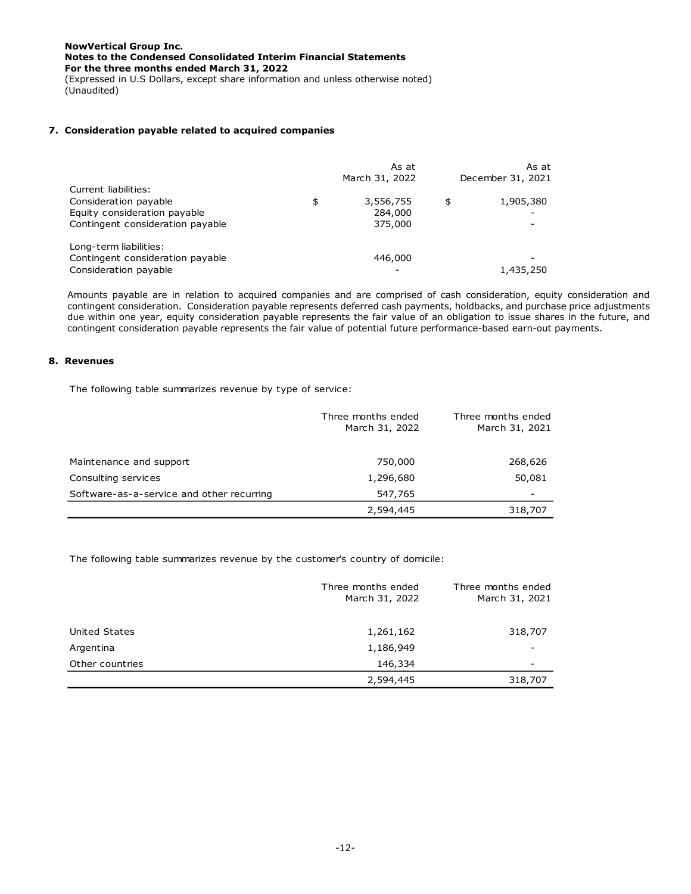NowVertical Group Inc.
Notes to the Condensed Consolidated Interim Financial Statements
For the three months ended March 31, 2022
(Expressed in U.S Dollars, except share information and unless otherwise noted)
(Unaudited)

## 7. Consideration payable related to acquired companies

| | As at March 31, 2022 | As at December 31, 2021 |
|---|---|---|
| Current liabilities: | | |
| Consideration payable | $ 3,556,755 | $ 1,905,380 |
| Equity consideration payable | 284,000 | - |
| Contingent consideration payable | 375,000 | - |
| | | |
| Long-term liabilities: | | |
| Contingent consideration payable | 446,000 | - |
| Consideration payable | - | 1,435,250 |

Amounts payable are in relation to acquired companies and are comprised of cash consideration, equity consideration and contingent consideration. Consideration payable represents deferred cash payments, holdbacks, and purchase price adjustments due within one year, equity consideration payable represents the fair value of an obligation to issue shares in the future, and contingent consideration payable represents the fair value of potential future performance-based earn-out payments.

## 8. Revenues

The following table summarizes revenue by type of service:

| | Three months ended March 31, 2022 | Three months ended March 31, 2021 |
|---|---|---|
| Maintenance and support | 750,000 | 268,626 |
| Consulting services | 1,296,680 | 50,081 |
| Software-as-a-service and other recurring | 547,765 | - |
| | 2,594,445 | 318,707 |

The following table summarizes revenue by the customer's country of domicile:

| | Three months ended March 31, 2022 | Three months ended March 31, 2021 |
|---|---|---|
| United States | 1,261,162 | 318,707 |
| Argentina | 1,186,949 | - |
| Other countries | 146,334 | - |
| | 2,594,445 | 318,707 |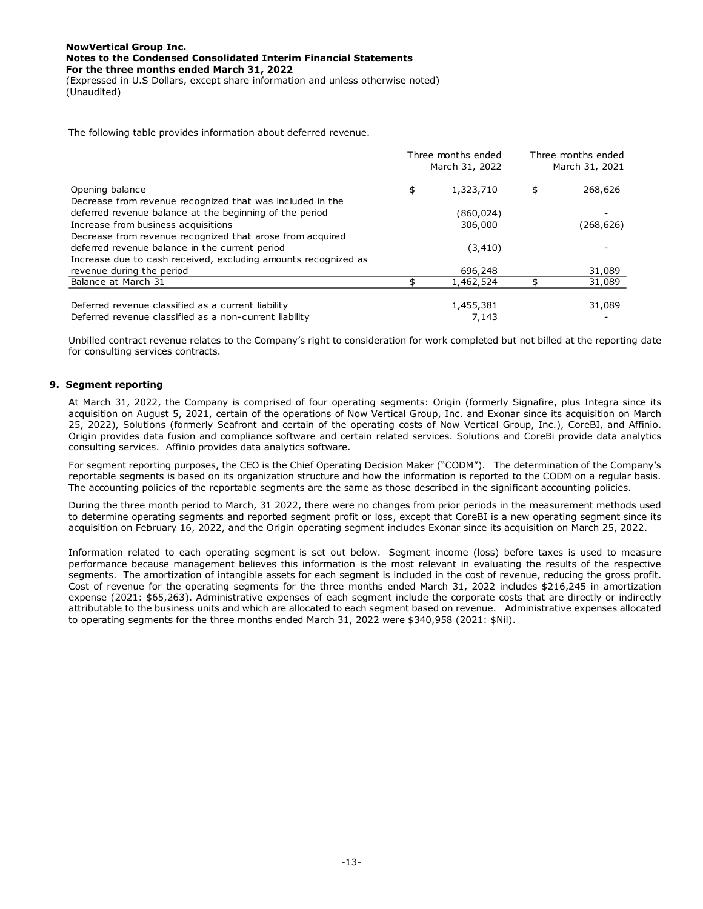The following table provides information about deferred revenue.

| | Three months ended March 31, 2022 | Three months ended March 31, 2021 |
|---|---|---|
| Opening balance | $ 1,323,710 | $ 268,626 |
| Decrease from revenue recognized that was included in the deferred revenue balance at the beginning of the period | (860,024) | - |
| Increase from business acquisitions | 306,000 | (268,626) |
| Decrease from revenue recognized that arose from acquired deferred revenue balance in the current period | (3,410) | - |
| Increase due to cash received, excluding amounts recognized as revenue during the period | 696,248 | 31,089 |
| Balance at March 31 | $ 1,462,524 | $ 31,089 |
| Deferred revenue classified as a current liability | 1,455,381 | 31,089 |
| Deferred revenue classified as a non-current liability | 7,143 | - |

Unbilled contract revenue relates to the Company's right to consideration for work completed but not billed at the reporting date for consulting services contracts.

## 9. Segment reporting

At March 31, 2022, the Company is comprised of four operating segments: Origin (formerly Signafire, plus Integra since its acquisition on August 5, 2021, certain of the operations of Now Vertical Group, Inc. and Exonar since its acquisition on March 25, 2022), Solutions (formerly Seafront and certain of the operating costs of Now Vertical Group, Inc.), CoreBI, and Affinio. Origin provides data fusion and compliance software and certain related services. Solutions and CoreBi provide data analytics consulting services. Affinio provides data analytics software.

For segment reporting purposes, the CEO is the Chief Operating Decision Maker ("CODM"). The determination of the Company's reportable segments is based on its organization structure and how the information is reported to the CODM on a regular basis. The accounting policies of the reportable segments are the same as those described in the significant accounting policies.

During the three month period to March, 31 2022, there were no changes from prior periods in the measurement methods used to determine operating segments and reported segment profit or loss, except that CoreBI is a new operating segment since its acquisition on February 16, 2022, and the Origin operating segment includes Exonar since its acquisition on March 25, 2022.

Information related to each operating segment is set out below. Segment income (loss) before taxes is used to measure performance because management believes this information is the most relevant in evaluating the results of the respective segments. The amortization of intangible assets for each segment is included in the cost of revenue, reducing the gross profit. Cost of revenue for the operating segments for the three months ended March 31, 2022 includes $216,245 in amortization expense (2021: $65,263). Administrative expenses of each segment include the corporate costs that are directly or indirectly attributable to the business units and which are allocated to each segment based on revenue. Administrative expenses allocated to operating segments for the three months ended March 31, 2022 were $340,958 (2021: $Nil).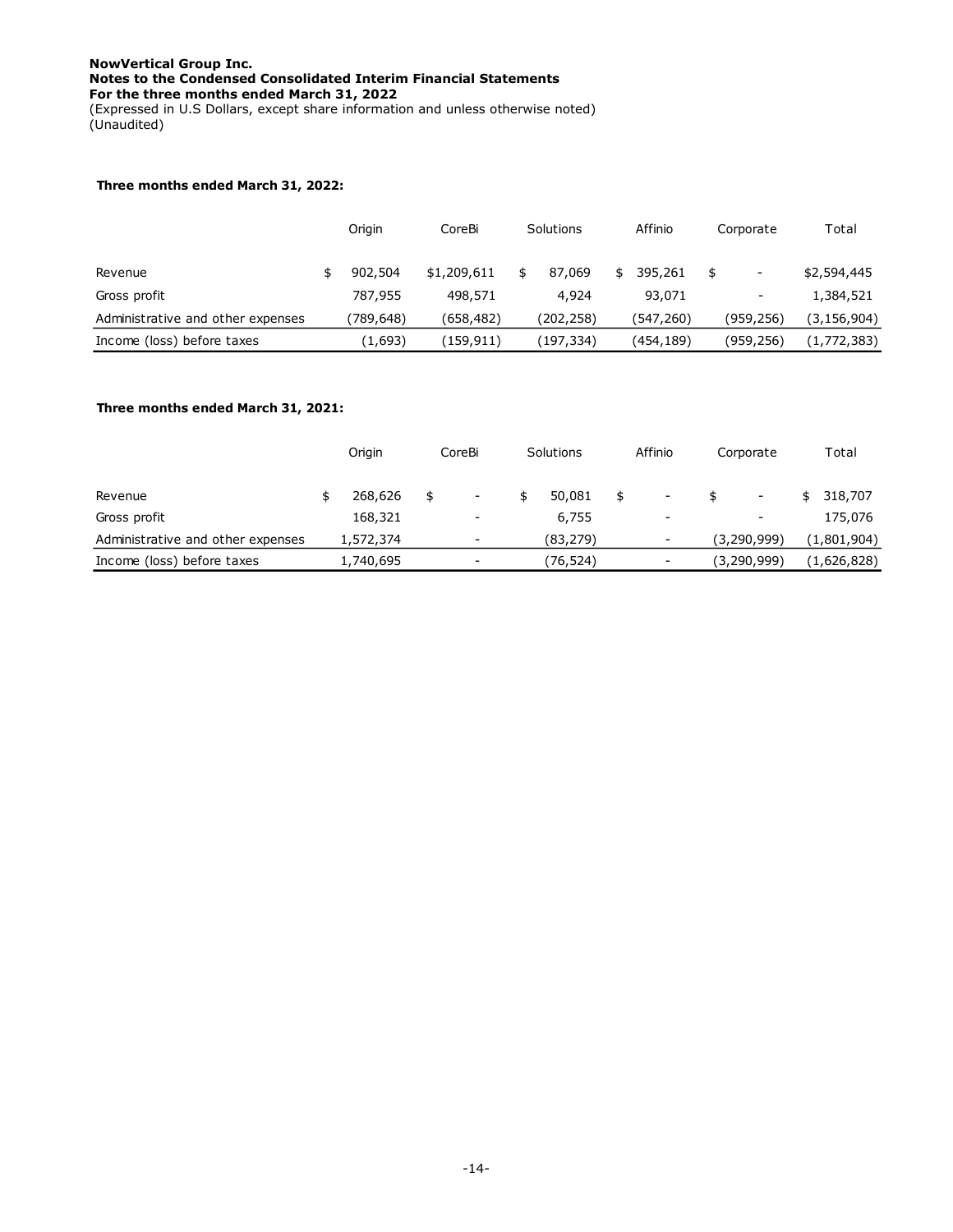**NowVertical Group Inc.**
**Notes to the Condensed Consolidated Interim Financial Statements**
**For the three months ended March 31, 2022**
(Expressed in U.S Dollars, except share information and unless otherwise noted)
(Unaudited)

**Three months ended March 31, 2022:**

| | Origin | CoreBi | Solutions | Affinio | Corporate | Total |
|---|---|---|---|---|---|---|
| Revenue | $ 902,504 | $1,209,611 | $ 87,069 | $ 395,261 | $ - | $2,594,445 |
| Gross profit | 787,955 | 498,571 | 4,924 | 93,071 | - | 1,384,521 |
| Administrative and other expenses | (789,648) | (658,482) | (202,258) | (547,260) | (959,256) | (3,156,904) |
| Income (loss) before taxes | (1,693) | (159,911) | (197,334) | (454,189) | (959,256) | (1,772,383) |

**Three months ended March 31, 2021:**

| | Origin | CoreBi | Solutions | Affinio | Corporate | Total |
|---|---|---|---|---|---|---|
| Revenue | $ 268,626 | $ - | $ 50,081 | $ - | $ - | $ 318,707 |
| Gross profit | 168,321 | - | 6,755 | - | - | 175,076 |
| Administrative and other expenses | 1,572,374 | - | (83,279) | - | (3,290,999) | (1,801,904) |
| Income (loss) before taxes | 1,740,695 | - | (76,524) | - | (3,290,999) | (1,626,828) |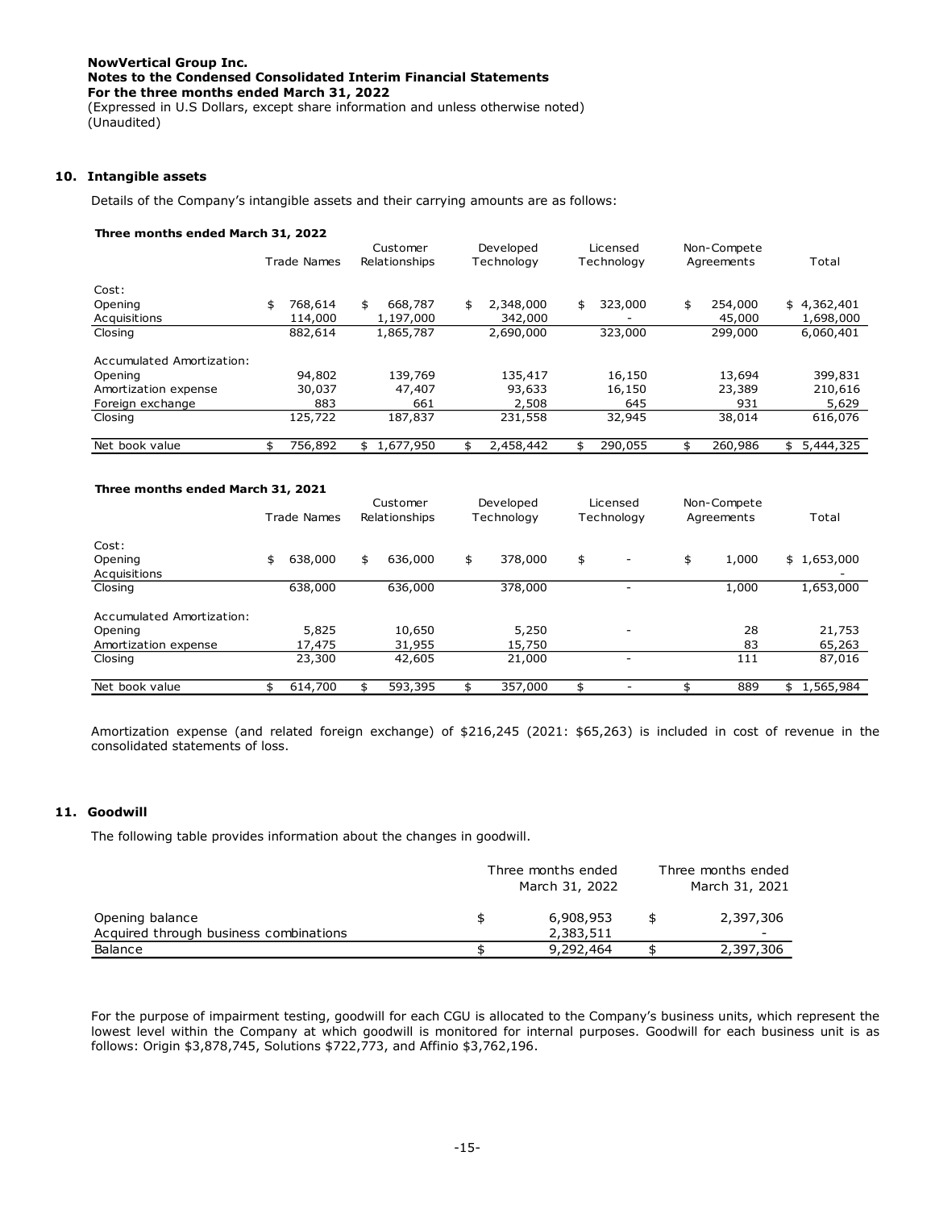## 10. Intangible assets

Details of the Company's intangible assets and their carrying amounts are as follows:

**Three months ended March 31, 2022**

| | Trade Names | Customer Relationships | Developed Technology | Licensed Technology | Non-Compete Agreements | Total |
|---|---|---|---|---|---|---|
| Cost: | | | | | | |
| Opening | $ 768,614 | $ 668,787 | $ 2,348,000 | $ 323,000 | $ 254,000 | $ 4,362,401 |
| Acquisitions | 114,000 | 1,197,000 | 342,000 | - | 45,000 | 1,698,000 |
| Closing | 882,614 | 1,865,787 | 2,690,000 | 323,000 | 299,000 | 6,060,401 |
| Accumulated Amortization: | | | | | | |
| Opening | 94,802 | 139,769 | 135,417 | 16,150 | 13,694 | 399,831 |
| Amortization expense | 30,037 | 47,407 | 93,633 | 16,150 | 23,389 | 210,616 |
| Foreign exchange | 883 | 661 | 2,508 | 645 | 931 | 5,629 |
| Closing | 125,722 | 187,837 | 231,558 | 32,945 | 38,014 | 616,076 |
| Net book value | $ 756,892 | $ 1,677,950 | $ 2,458,442 | $ 290,055 | $ 260,986 | $ 5,444,325 |

**Three months ended March 31, 2021**

| | Trade Names | Customer Relationships | Developed Technology | Licensed Technology | Non-Compete Agreements | Total |
|---|---|---|---|---|---|---|
| Cost: | | | | | | |
| Opening | $ 638,000 | $ 636,000 | $ 378,000 | $ - | $ 1,000 | $ 1,653,000 |
| Acquisitions | | | | | | - |
| Closing | 638,000 | 636,000 | 378,000 | - | 1,000 | 1,653,000 |
| Accumulated Amortization: | | | | | | |
| Opening | 5,825 | 10,650 | 5,250 | - | 28 | 21,753 |
| Amortization expense | 17,475 | 31,955 | 15,750 | | 83 | 65,263 |
| Closing | 23,300 | 42,605 | 21,000 | - | 111 | 87,016 |
| Net book value | $ 614,700 | $ 593,395 | $ 357,000 | $ - | $ 889 | $ 1,565,984 |

Amortization expense (and related foreign exchange) of $216,245 (2021: $65,263) is included in cost of revenue in the consolidated statements of loss.

## 11. Goodwill

The following table provides information about the changes in goodwill.

| | Three months ended March 31, 2022 | Three months ended March 31, 2021 |
|---|---|---|
| Opening balance | $ 6,908,953 | $ 2,397,306 |
| Acquired through business combinations | 2,383,511 | - |
| Balance | $ 9,292,464 | $ 2,397,306 |

For the purpose of impairment testing, goodwill for each CGU is allocated to the Company's business units, which represent the lowest level within the Company at which goodwill is monitored for internal purposes. Goodwill for each business unit is as follows: Origin $3,878,745, Solutions $722,773, and Affinio $3,762,196.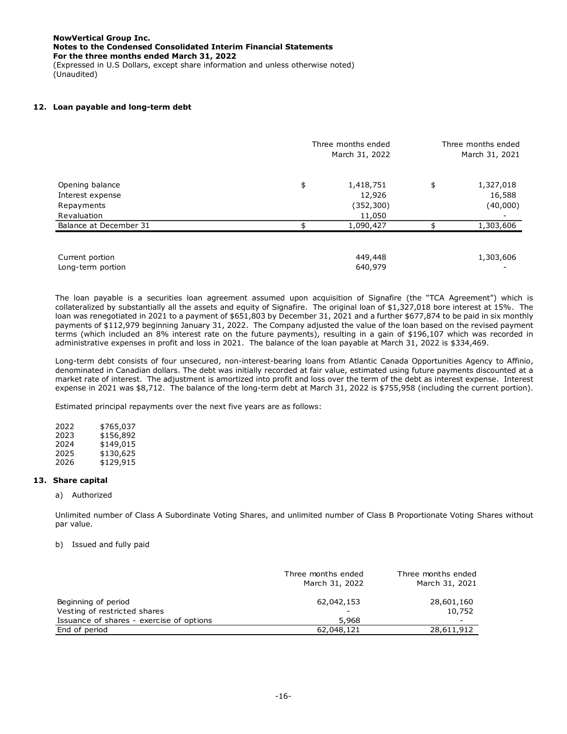### 12. Loan payable and long-term debt

| | Three months ended March 31, 2022 | Three months ended March 31, 2021 |
|---|---|---|
| Opening balance | $ 1,418,751 | $ 1,327,018 |
| Interest expense | 12,926 | 16,588 |
| Repayments | (352,300) | (40,000) |
| Revaluation | 11,050 | - |
| Balance at December 31 | $ 1,090,427 | $ 1,303,606 |
| | | |
| Current portion | 449,448 | 1,303,606 |
| Long-term portion | 640,979 | - |

The loan payable is a securities loan agreement assumed upon acquisition of Signafire (the "TCA Agreement") which is collateralized by substantially all the assets and equity of Signafire. The original loan of $1,327,018 bore interest at 15%. The loan was renegotiated in 2021 to a payment of $651,803 by December 31, 2021 and a further $677,874 to be paid in six monthly payments of $112,979 beginning January 31, 2022. The Company adjusted the value of the loan based on the revised payment terms (which included an 8% interest rate on the future payments), resulting in a gain of $196,107 which was recorded in administrative expenses in profit and loss in 2021. The balance of the loan payable at March 31, 2022 is $334,469.

Long-term debt consists of four unsecured, non-interest-bearing loans from Atlantic Canada Opportunities Agency to Affinio, denominated in Canadian dollars. The debt was initially recorded at fair value, estimated using future payments discounted at a market rate of interest. The adjustment is amortized into profit and loss over the term of the debt as interest expense. Interest expense in 2021 was $8,712. The balance of the long-term debt at March 31, 2022 is $755,958 (including the current portion).

Estimated principal repayments over the next five years are as follows:

| | |
|---|---|
| 2022 | $765,037 |
| 2023 | $156,892 |
| 2024 | $149,015 |
| 2025 | $130,625 |
| 2026 | $129,915 |

### 13. Share capital

a) Authorized

Unlimited number of Class A Subordinate Voting Shares, and unlimited number of Class B Proportionate Voting Shares without par value.

b) Issued and fully paid

| | Three months ended March 31, 2022 | Three months ended March 31, 2021 |
|---|---|---|
| Beginning of period | 62,042,153 | 28,601,160 |
| Vesting of restricted shares | - | 10,752 |
| Issuance of shares - exercise of options | 5,968 | - |
| End of period | 62,048,121 | 28,611,912 |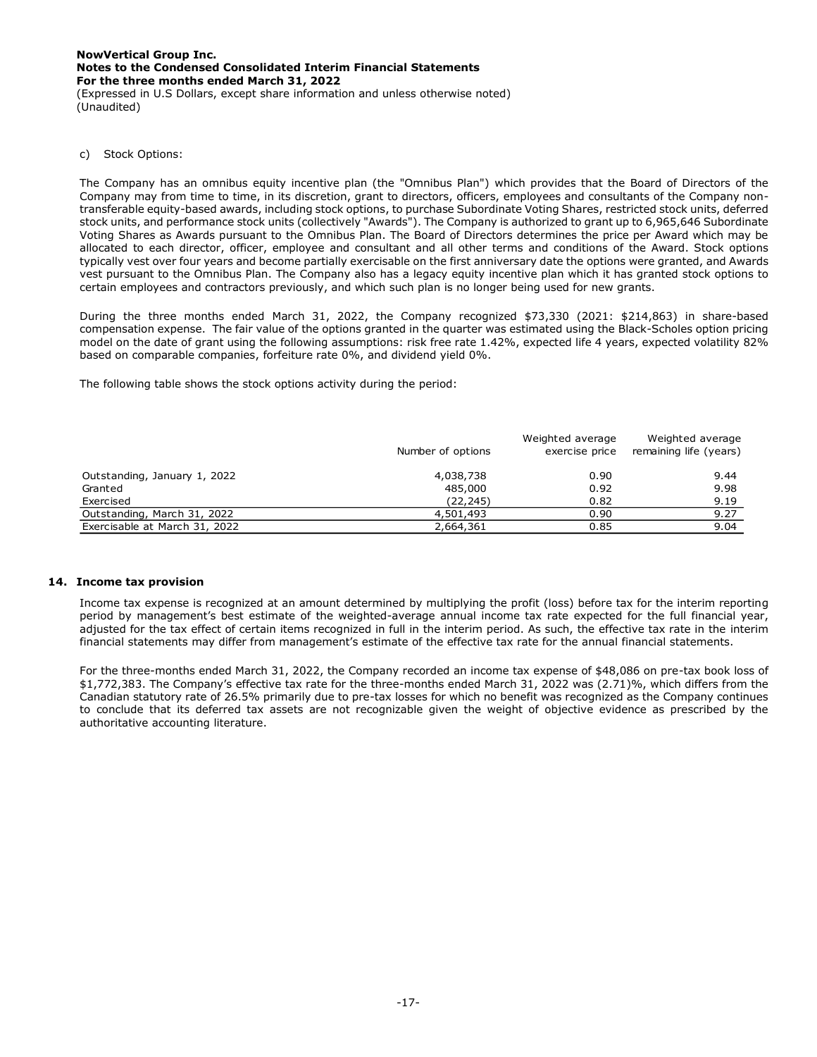c) Stock Options:

The Company has an omnibus equity incentive plan (the "Omnibus Plan") which provides that the Board of Directors of the Company may from time to time, in its discretion, grant to directors, officers, employees and consultants of the Company non-transferable equity-based awards, including stock options, to purchase Subordinate Voting Shares, restricted stock units, deferred stock units, and performance stock units (collectively "Awards"). The Company is authorized to grant up to 6,965,646 Subordinate Voting Shares as Awards pursuant to the Omnibus Plan. The Board of Directors determines the price per Award which may be allocated to each director, officer, employee and consultant and all other terms and conditions of the Award. Stock options typically vest over four years and become partially exercisable on the first anniversary date the options were granted, and Awards vest pursuant to the Omnibus Plan. The Company also has a legacy equity incentive plan which it has granted stock options to certain employees and contractors previously, and which such plan is no longer being used for new grants.

During the three months ended March 31, 2022, the Company recognized $73,330 (2021: $214,863) in share-based compensation expense. The fair value of the options granted in the quarter was estimated using the Black-Scholes option pricing model on the date of grant using the following assumptions: risk free rate 1.42%, expected life 4 years, expected volatility 82% based on comparable companies, forfeiture rate 0%, and dividend yield 0%.

The following table shows the stock options activity during the period:

| | Number of options | Weighted average exercise price | Weighted average remaining life (years) |
|---|---|---|---|
| Outstanding, January 1, 2022 | 4,038,738 | 0.90 | 9.44 |
| Granted | 485,000 | 0.92 | 9.98 |
| Exercised | (22,245) | 0.82 | 9.19 |
| Outstanding, March 31, 2022 | 4,501,493 | 0.90 | 9.27 |
| Exercisable at March 31, 2022 | 2,664,361 | 0.85 | 9.04 |

## 14. Income tax provision

Income tax expense is recognized at an amount determined by multiplying the profit (loss) before tax for the interim reporting period by management's best estimate of the weighted-average annual income tax rate expected for the full financial year, adjusted for the tax effect of certain items recognized in full in the interim period. As such, the effective tax rate in the interim financial statements may differ from management's estimate of the effective tax rate for the annual financial statements.

For the three-months ended March 31, 2022, the Company recorded an income tax expense of $48,086 on pre-tax book loss of $1,772,383. The Company's effective tax rate for the three-months ended March 31, 2022 was (2.71)%, which differs from the Canadian statutory rate of 26.5% primarily due to pre-tax losses for which no benefit was recognized as the Company continues to conclude that its deferred tax assets are not recognizable given the weight of objective evidence as prescribed by the authoritative accounting literature.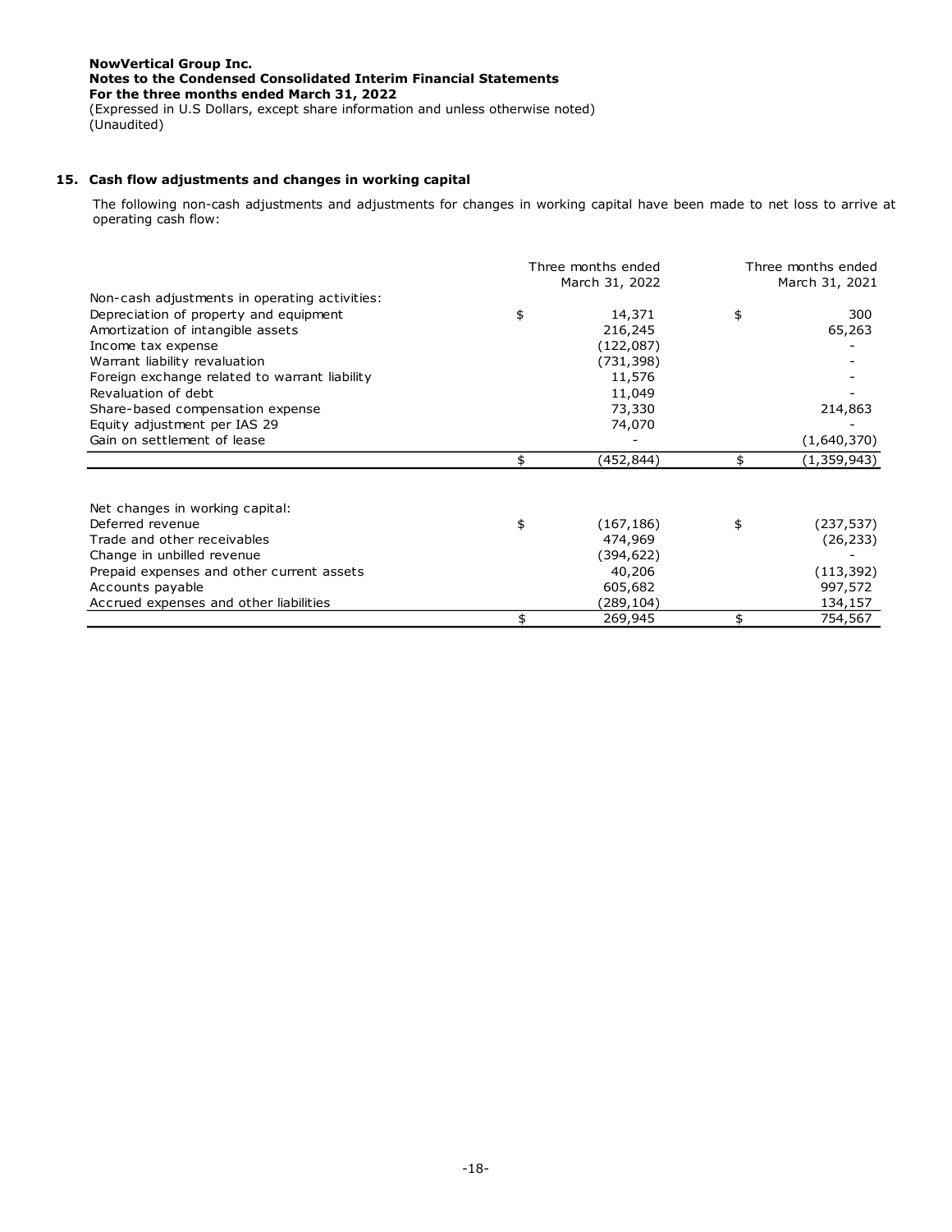**NowVertical Group Inc.**
**Notes to the Condensed Consolidated Interim Financial Statements**
**For the three months ended March 31, 2022**
(Expressed in U.S Dollars, except share information and unless otherwise noted)
(Unaudited)

## 15. Cash flow adjustments and changes in working capital

The following non-cash adjustments and adjustments for changes in working capital have been made to net loss to arrive at operating cash flow:

| | Three months ended March 31, 2022 | Three months ended March 31, 2021 |
|---|---|---|
| Non-cash adjustments in operating activities: | | |
| Depreciation of property and equipment | $ 14,371 | $ 300 |
| Amortization of intangible assets | 216,245 | 65,263 |
| Income tax expense | (122,087) | - |
| Warrant liability revaluation | (731,398) | - |
| Foreign exchange related to warrant liability | 11,576 | - |
| Revaluation of debt | 11,049 | - |
| Share-based compensation expense | 73,330 | 214,863 |
| Equity adjustment per IAS 29 | 74,070 | - |
| Gain on settlement of lease | - | (1,640,370) |
| | $ (452,844) | $ (1,359,943) |

| | Three months ended March 31, 2022 | Three months ended March 31, 2021 |
|---|---|---|
| Net changes in working capital: | | |
| Deferred revenue | $ (167,186) | $ (237,537) |
| Trade and other receivables | 474,969 | (26,233) |
| Change in unbilled revenue | (394,622) | - |
| Prepaid expenses and other current assets | 40,206 | (113,392) |
| Accounts payable | 605,682 | 997,572 |
| Accrued expenses and other liabilities | (289,104) | 134,157 |
| | $ 269,945 | $ 754,567 |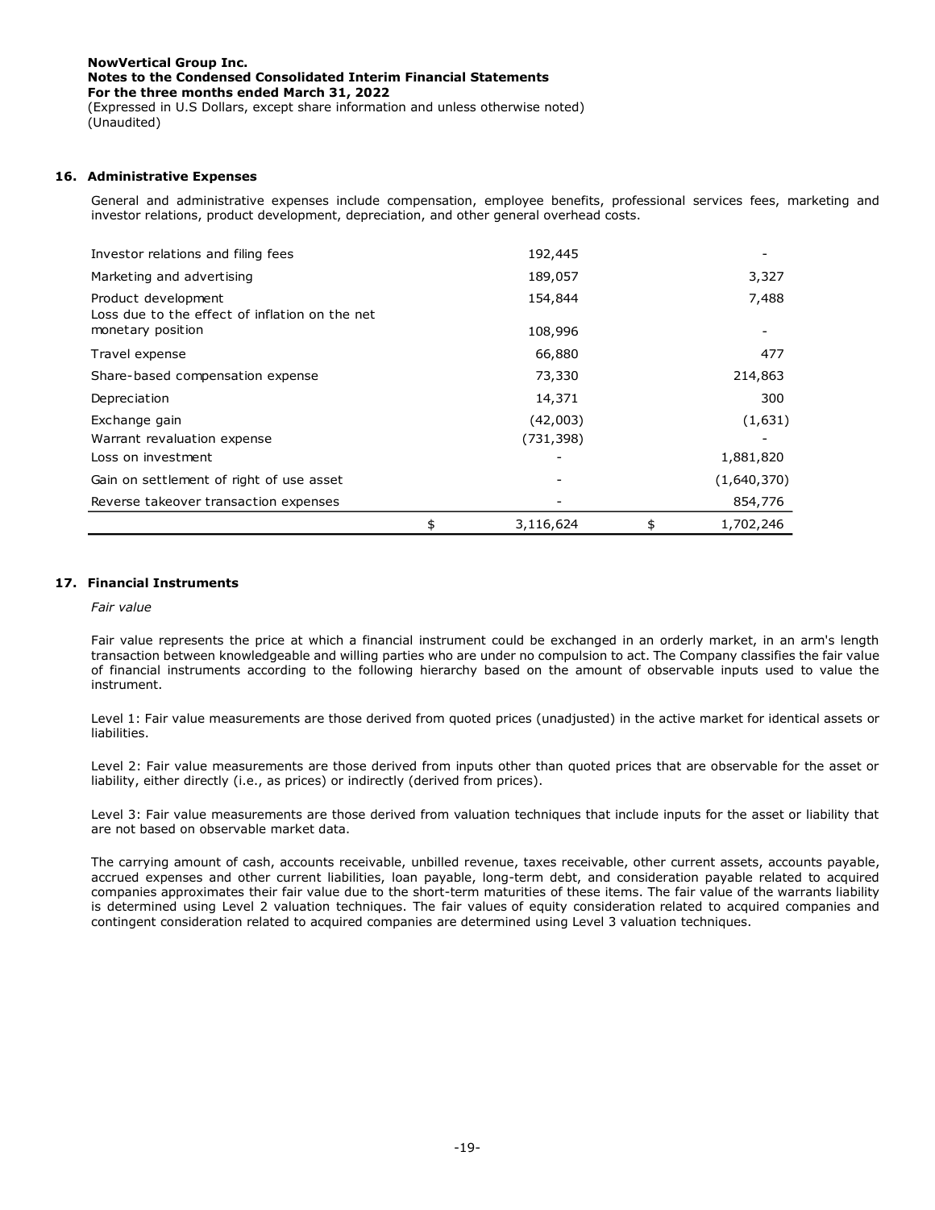## 16. Administrative Expenses

General and administrative expenses include compensation, employee benefits, professional services fees, marketing and investor relations, product development, depreciation, and other general overhead costs.

| | | |
|---|---|---|
| Investor relations and filing fees | 192,445 | - |
| Marketing and advertising | 189,057 | 3,327 |
| Product development | 154,844 | 7,488 |
| Loss due to the effect of inflation on the net monetary position | 108,996 | - |
| Travel expense | 66,880 | 477 |
| Share-based compensation expense | 73,330 | 214,863 |
| Depreciation | 14,371 | 300 |
| Exchange gain | (42,003) | (1,631) |
| Warrant revaluation expense | (731,398) | - |
| Loss on investment | - | 1,881,820 |
| Gain on settlement of right of use asset | - | (1,640,370) |
| Reverse takeover transaction expenses | - | 854,776 |
| | $ 3,116,624 | $ 1,702,246 |

## 17. Financial Instruments

*Fair value*

Fair value represents the price at which a financial instrument could be exchanged in an orderly market, in an arm's length transaction between knowledgeable and willing parties who are under no compulsion to act. The Company classifies the fair value of financial instruments according to the following hierarchy based on the amount of observable inputs used to value the instrument.

Level 1: Fair value measurements are those derived from quoted prices (unadjusted) in the active market for identical assets or liabilities.

Level 2: Fair value measurements are those derived from inputs other than quoted prices that are observable for the asset or liability, either directly (i.e., as prices) or indirectly (derived from prices).

Level 3: Fair value measurements are those derived from valuation techniques that include inputs for the asset or liability that are not based on observable market data.

The carrying amount of cash, accounts receivable, unbilled revenue, taxes receivable, other current assets, accounts payable, accrued expenses and other current liabilities, loan payable, long-term debt, and consideration payable related to acquired companies approximates their fair value due to the short-term maturities of these items. The fair value of the warrants liability is determined using Level 2 valuation techniques. The fair values of equity consideration related to acquired companies and contingent consideration related to acquired companies are determined using Level 3 valuation techniques.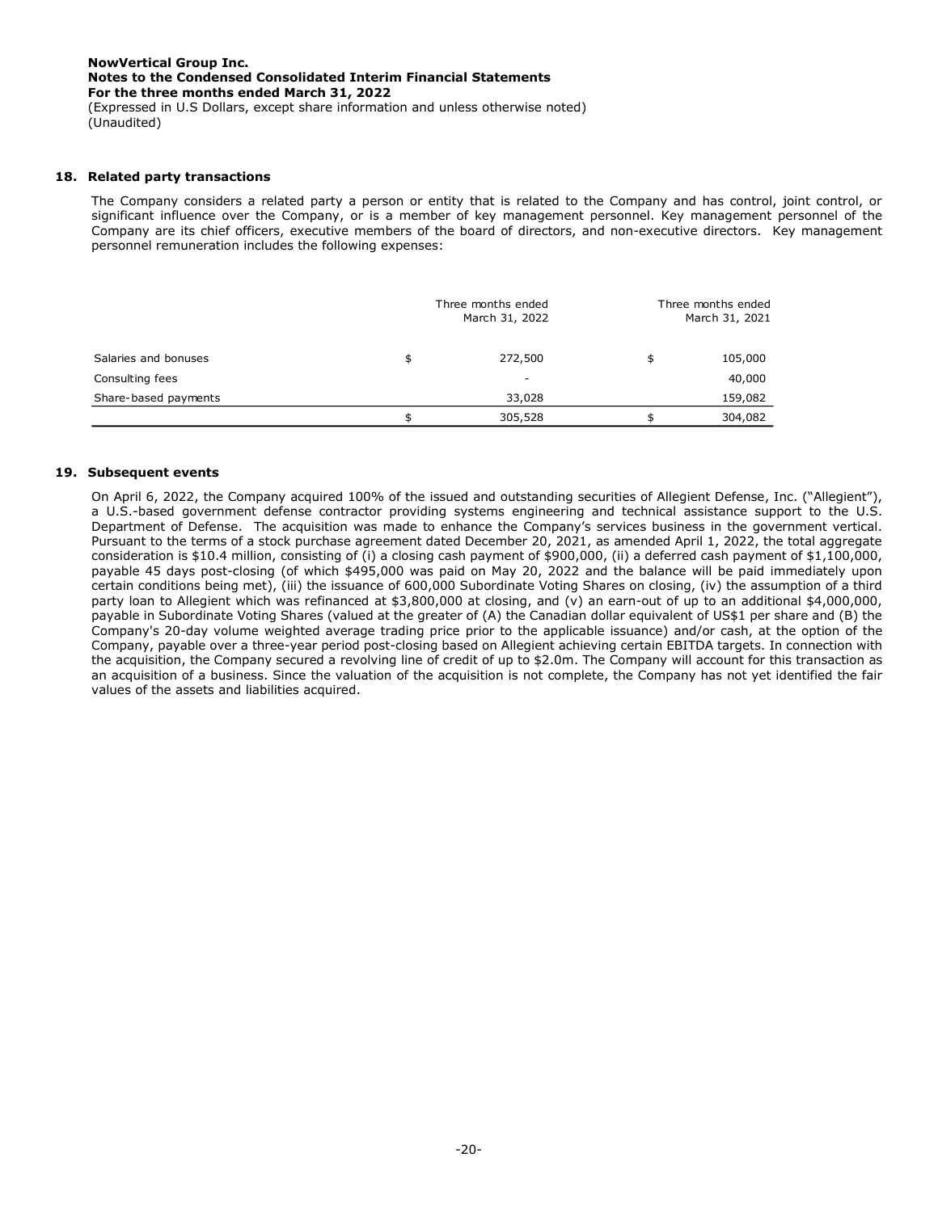**NowVertical Group Inc.**
**Notes to the Condensed Consolidated Interim Financial Statements**
**For the three months ended March 31, 2022**
(Expressed in U.S Dollars, except share information and unless otherwise noted)
(Unaudited)

## 18. Related party transactions

The Company considers a related party a person or entity that is related to the Company and has control, joint control, or significant influence over the Company, or is a member of key management personnel. Key management personnel of the Company are its chief officers, executive members of the board of directors, and non-executive directors. Key management personnel remuneration includes the following expenses:

| | Three months ended March 31, 2022 | Three months ended March 31, 2021 |
|---|---|---|
| Salaries and bonuses | $ 272,500 | $ 105,000 |
| Consulting fees | - | 40,000 |
| Share-based payments | 33,028 | 159,082 |
| | $ 305,528 | $ 304,082 |

## 19. Subsequent events

On April 6, 2022, the Company acquired 100% of the issued and outstanding securities of Allegient Defense, Inc. ("Allegient"), a U.S.-based government defense contractor providing systems engineering and technical assistance support to the U.S. Department of Defense. The acquisition was made to enhance the Company's services business in the government vertical. Pursuant to the terms of a stock purchase agreement dated December 20, 2021, as amended April 1, 2022, the total aggregate consideration is $10.4 million, consisting of (i) a closing cash payment of $900,000, (ii) a deferred cash payment of $1,100,000, payable 45 days post-closing (of which $495,000 was paid on May 20, 2022 and the balance will be paid immediately upon certain conditions being met), (iii) the issuance of 600,000 Subordinate Voting Shares on closing, (iv) the assumption of a third party loan to Allegient which was refinanced at $3,800,000 at closing, and (v) an earn-out of up to an additional $4,000,000, payable in Subordinate Voting Shares (valued at the greater of (A) the Canadian dollar equivalent of US$1 per share and (B) the Company's 20-day volume weighted average trading price prior to the applicable issuance) and/or cash, at the option of the Company, payable over a three-year period post-closing based on Allegient achieving certain EBITDA targets. In connection with the acquisition, the Company secured a revolving line of credit of up to $2.0m. The Company will account for this transaction as an acquisition of a business. Since the valuation of the acquisition is not complete, the Company has not yet identified the fair values of the assets and liabilities acquired.